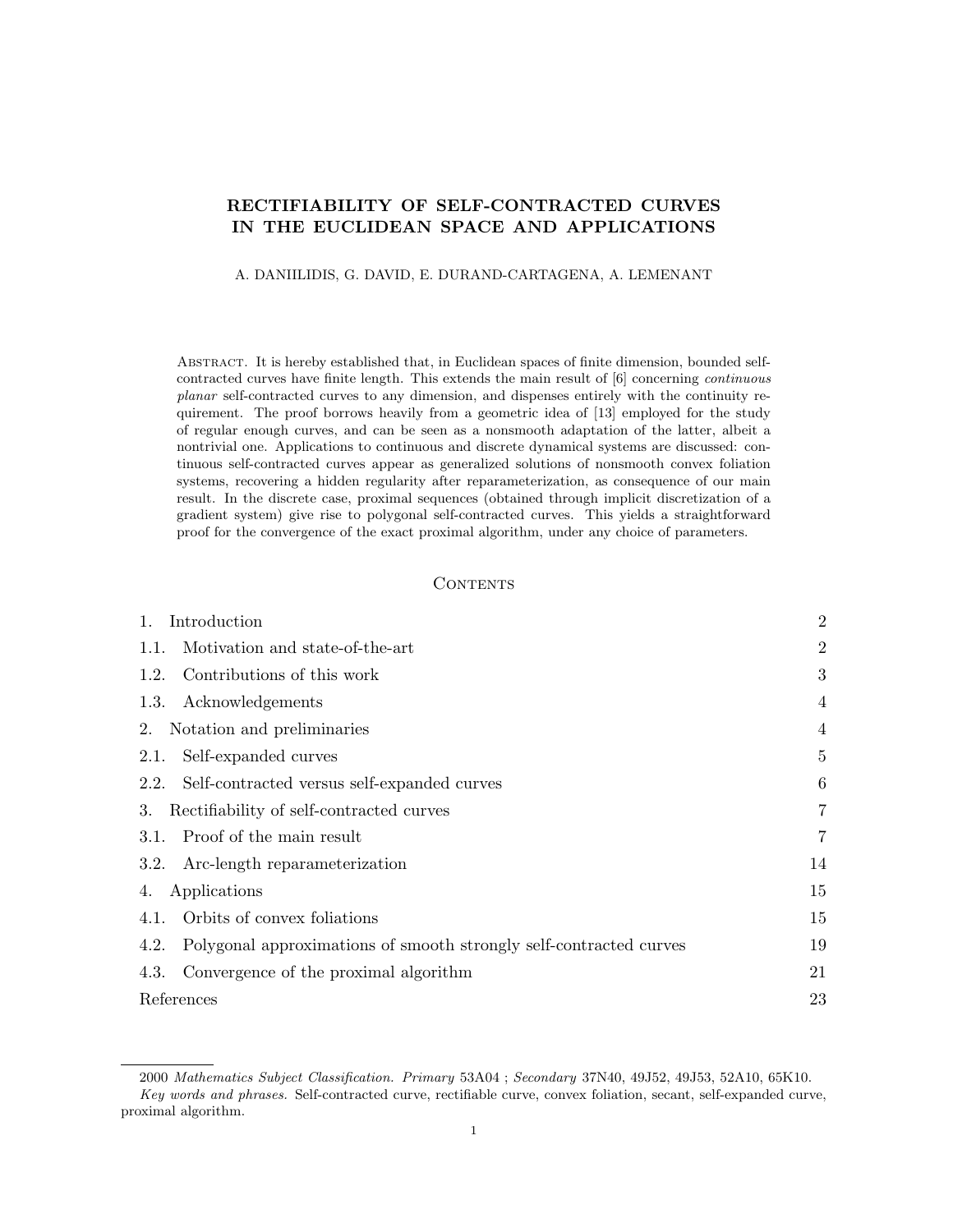# RECTIFIABILITY OF SELF-CONTRACTED CURVES IN THE EUCLIDEAN SPACE AND APPLICATIONS

A. DANIILIDIS, G. DAVID, E. DURAND-CARTAGENA, A. LEMENANT

Abstract. It is hereby established that, in Euclidean spaces of finite dimension, bounded self-contracted curves have finite length. This extends the main result of [6] concerning *continuous planar* self-contracted curves to any dimension, and dispenses entirely with the continuity requirement. The proof borrows heavily from a geometric idea of [13] employed for the study of regular enough curves, and can be seen as a nonsmooth adaptation of the latter, albeit a nontrivial one. Applications to continuous and discrete dynamical systems are discussed: continuous self-contracted curves appear as generalized solutions of nonsmooth convex foliation systems, recovering a hidden regularity after reparameterization, as consequence of our main result. In the discrete case, proximal sequences (obtained through implicit discretization of a gradient system) give rise to polygonal self-contracted curves. This yields a straightforward proof for the convergence of the exact proximal algorithm, under any choice of parameters.

## Contents

| | |
|---|---|
| 1. Introduction | 2 |
| 1.1. Motivation and state-of-the-art | 2 |
| 1.2. Contributions of this work | 3 |
| 1.3. Acknowledgements | 4 |
| 2. Notation and preliminaries | 4 |
| 2.1. Self-expanded curves | 5 |
| 2.2. Self-contracted versus self-expanded curves | 6 |
| 3. Rectifiability of self-contracted curves | 7 |
| 3.1. Proof of the main result | 7 |
| 3.2. Arc-length reparameterization | 14 |
| 4. Applications | 15 |
| 4.1. Orbits of convex foliations | 15 |
| 4.2. Polygonal approximations of smooth strongly self-contracted curves | 19 |
| 4.3. Convergence of the proximal algorithm | 21 |
| References | 23 |

2000 *Mathematics Subject Classification. Primary* 53A04 ; *Secondary* 37N40, 49J52, 49J53, 52A10, 65K10.

*Key words and phrases.* Self-contracted curve, rectifiable curve, convex foliation, secant, self-expanded curve, proximal algorithm.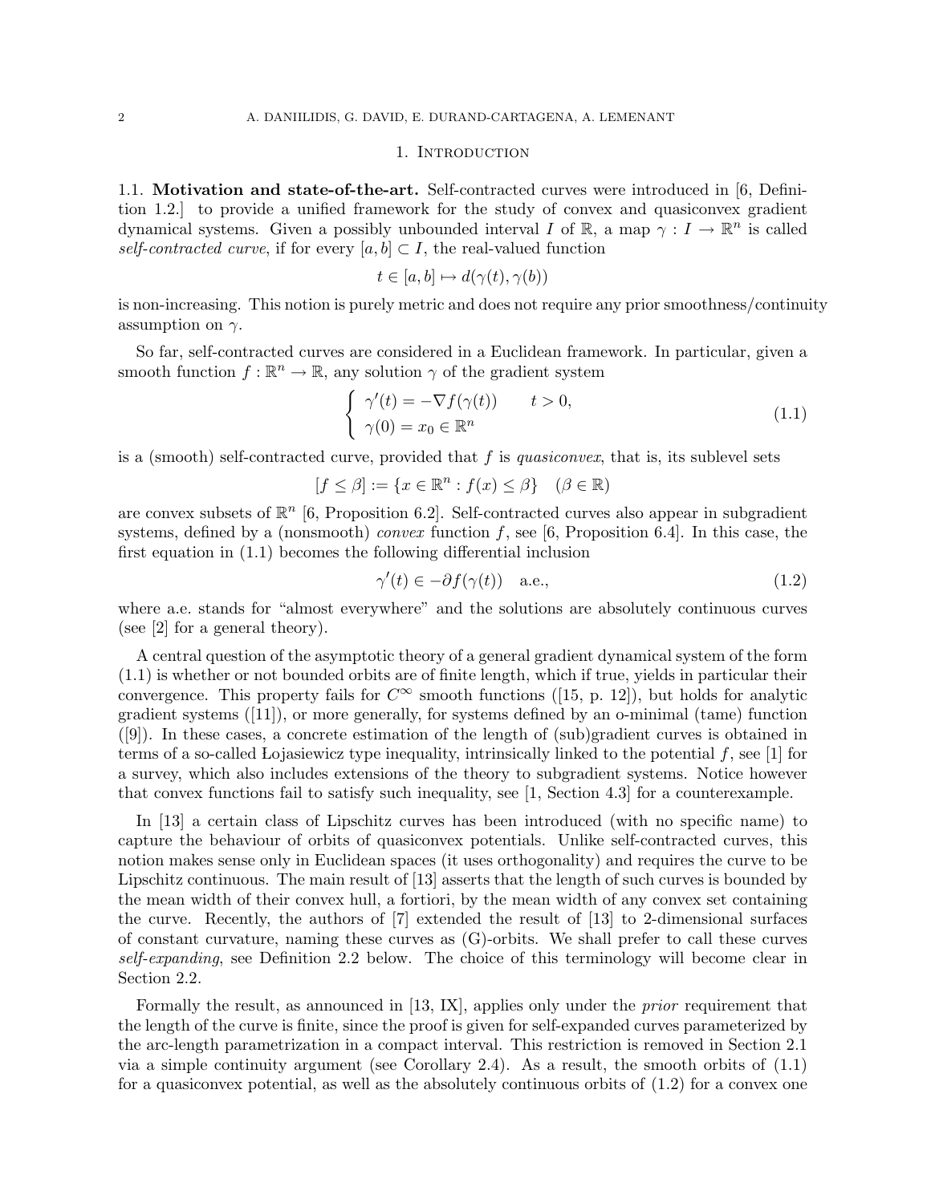## 1. Introduction

### 1.1. Motivation and state-of-the-art.

**1.1. Motivation and state-of-the-art.** Self-contracted curves were introduced in [6, Definition 1.2.] to provide a unified framework for the study of convex and quasiconvex gradient dynamical systems. Given a possibly unbounded interval $I$ of $\mathbb{R}$, a map $\gamma : I \to \mathbb{R}^n$ is called *self-contracted curve*, if for every $[a, b] \subset I$, the real-valued function

$$t \in [a, b] \mapsto d(\gamma(t), \gamma(b))$$

is non-increasing. This notion is purely metric and does not require any prior smoothness/continuity assumption on $\gamma$.

So far, self-contracted curves are considered in a Euclidean framework. In particular, given a smooth function $f : \mathbb{R}^n \to \mathbb{R}$, any solution $\gamma$ of the gradient system

$$\begin{cases} \gamma'(t) = -\nabla f(\gamma(t)) \qquad t > 0, \\ \gamma(0) = x_0 \in \mathbb{R}^n \end{cases} \tag{1.1}$$

is a (smooth) self-contracted curve, provided that $f$ is *quasiconvex*, that is, its sublevel sets

$$[f \leq \beta] := \{x \in \mathbb{R}^n : f(x) \leq \beta\} \quad (\beta \in \mathbb{R})$$

are convex subsets of $\mathbb{R}^n$ [6, Proposition 6.2]. Self-contracted curves also appear in subgradient systems, defined by a (nonsmooth) *convex* function $f$, see [6, Proposition 6.4]. In this case, the first equation in (1.1) becomes the following differential inclusion

$$\gamma'(t) \in -\partial f(\gamma(t)) \quad \text{a.e.}, \tag{1.2}$$

where a.e. stands for "almost everywhere" and the solutions are absolutely continuous curves (see [2] for a general theory).

A central question of the asymptotic theory of a general gradient dynamical system of the form (1.1) is whether or not bounded orbits are of finite length, which if true, yields in particular their convergence. This property fails for $C^\infty$ smooth functions ([15, p. 12]), but holds for analytic gradient systems ([11]), or more generally, for systems defined by an o-minimal (tame) function ([9]). In these cases, a concrete estimation of the length of (sub)gradient curves is obtained in terms of a so-called Łojasiewicz type inequality, intrinsically linked to the potential $f$, see [1] for a survey, which also includes extensions of the theory to subgradient systems. Notice however that convex functions fail to satisfy such inequality, see [1, Section 4.3] for a counterexample.

In [13] a certain class of Lipschitz curves has been introduced (with no specific name) to capture the behaviour of orbits of quasiconvex potentials. Unlike self-contracted curves, this notion makes sense only in Euclidean spaces (it uses orthogonality) and requires the curve to be Lipschitz continuous. The main result of [13] asserts that the length of such curves is bounded by the mean width of their convex hull, a fortiori, by the mean width of any convex set containing the curve. Recently, the authors of [7] extended the result of [13] to 2-dimensional surfaces of constant curvature, naming these curves as (G)-orbits. We shall prefer to call these curves *self-expanding*, see Definition 2.2 below. The choice of this terminology will become clear in Section 2.2.

Formally the result, as announced in [13, IX], applies only under the *prior* requirement that the length of the curve is finite, since the proof is given for self-expanded curves parameterized by the arc-length parametrization in a compact interval. This restriction is removed in Section 2.1 via a simple continuity argument (see Corollary 2.4). As a result, the smooth orbits of (1.1) for a quasiconvex potential, as well as the absolutely continuous orbits of (1.2) for a convex one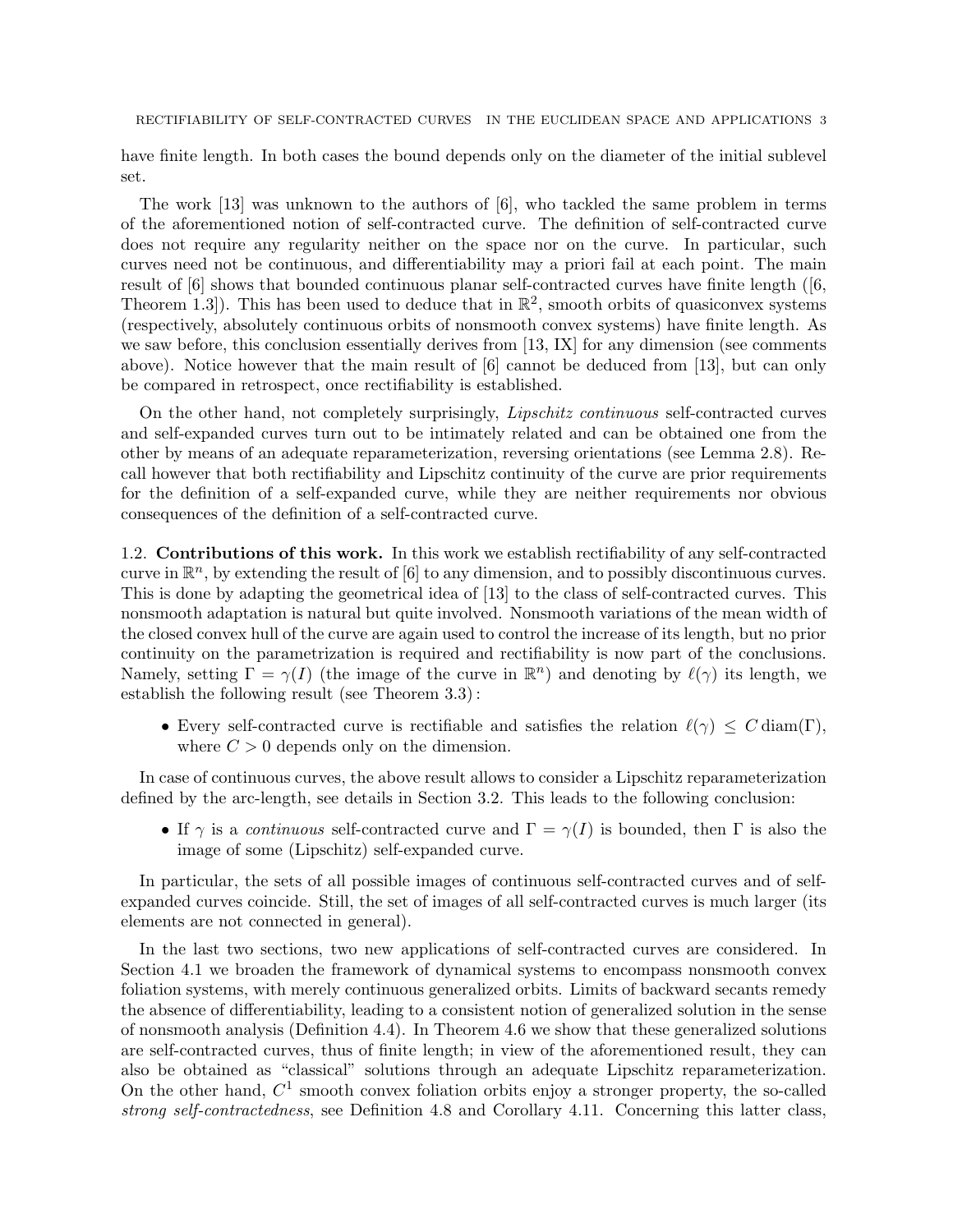have finite length. In both cases the bound depends only on the diameter of the initial sublevel set.

The work [13] was unknown to the authors of [6], who tackled the same problem in terms of the aforementioned notion of self-contracted curve. The definition of self-contracted curve does not require any regularity neither on the space nor on the curve. In particular, such curves need not be continuous, and differentiability may a priori fail at each point. The main result of [6] shows that bounded continuous planar self-contracted curves have finite length ([6, Theorem 1.3]). This has been used to deduce that in $\mathbb{R}^2$, smooth orbits of quasiconvex systems (respectively, absolutely continuous orbits of nonsmooth convex systems) have finite length. As we saw before, this conclusion essentially derives from [13, IX] for any dimension (see comments above). Notice however that the main result of [6] cannot be deduced from [13], but can only be compared in retrospect, once rectifiability is established.

On the other hand, not completely surprisingly, *Lipschitz continuous* self-contracted curves and self-expanded curves turn out to be intimately related and can be obtained one from the other by means of an adequate reparameterization, reversing orientations (see Lemma 2.8). Recall however that both rectifiability and Lipschitz continuity of the curve are prior requirements for the definition of a self-expanded curve, while they are neither requirements nor obvious consequences of the definition of a self-contracted curve.

## 1.2. Contributions of this work.

In this work we establish rectifiability of any self-contracted curve in $\mathbb{R}^n$, by extending the result of [6] to any dimension, and to possibly discontinuous curves. This is done by adapting the geometrical idea of [13] to the class of self-contracted curves. This nonsmooth adaptation is natural but quite involved. Nonsmooth variations of the mean width of the closed convex hull of the curve are again used to control the increase of its length, but no prior continuity on the parametrization is required and rectifiability is now part of the conclusions. Namely, setting $\Gamma = \gamma(I)$ (the image of the curve in $\mathbb{R}^n$) and denoting by $\ell(\gamma)$ its length, we establish the following result (see Theorem 3.3):

- Every self-contracted curve is rectifiable and satisfies the relation $\ell(\gamma) \leq C \operatorname{diam}(\Gamma)$, where $C > 0$ depends only on the dimension.

In case of continuous curves, the above result allows to consider a Lipschitz reparameterization defined by the arc-length, see details in Section 3.2. This leads to the following conclusion:

- If $\gamma$ is a *continuous* self-contracted curve and $\Gamma = \gamma(I)$ is bounded, then $\Gamma$ is also the image of some (Lipschitz) self-expanded curve.

In particular, the sets of all possible images of continuous self-contracted curves and of self-expanded curves coincide. Still, the set of images of all self-contracted curves is much larger (its elements are not connected in general).

In the last two sections, two new applications of self-contracted curves are considered. In Section 4.1 we broaden the framework of dynamical systems to encompass nonsmooth convex foliation systems, with merely continuous generalized orbits. Limits of backward secants remedy the absence of differentiability, leading to a consistent notion of generalized solution in the sense of nonsmooth analysis (Definition 4.4). In Theorem 4.6 we show that these generalized solutions are self-contracted curves, thus of finite length; in view of the aforementioned result, they can also be obtained as "classical" solutions through an adequate Lipschitz reparameterization. On the other hand, $C^1$ smooth convex foliation orbits enjoy a stronger property, the so-called *strong self-contractedness*, see Definition 4.8 and Corollary 4.11. Concerning this latter class,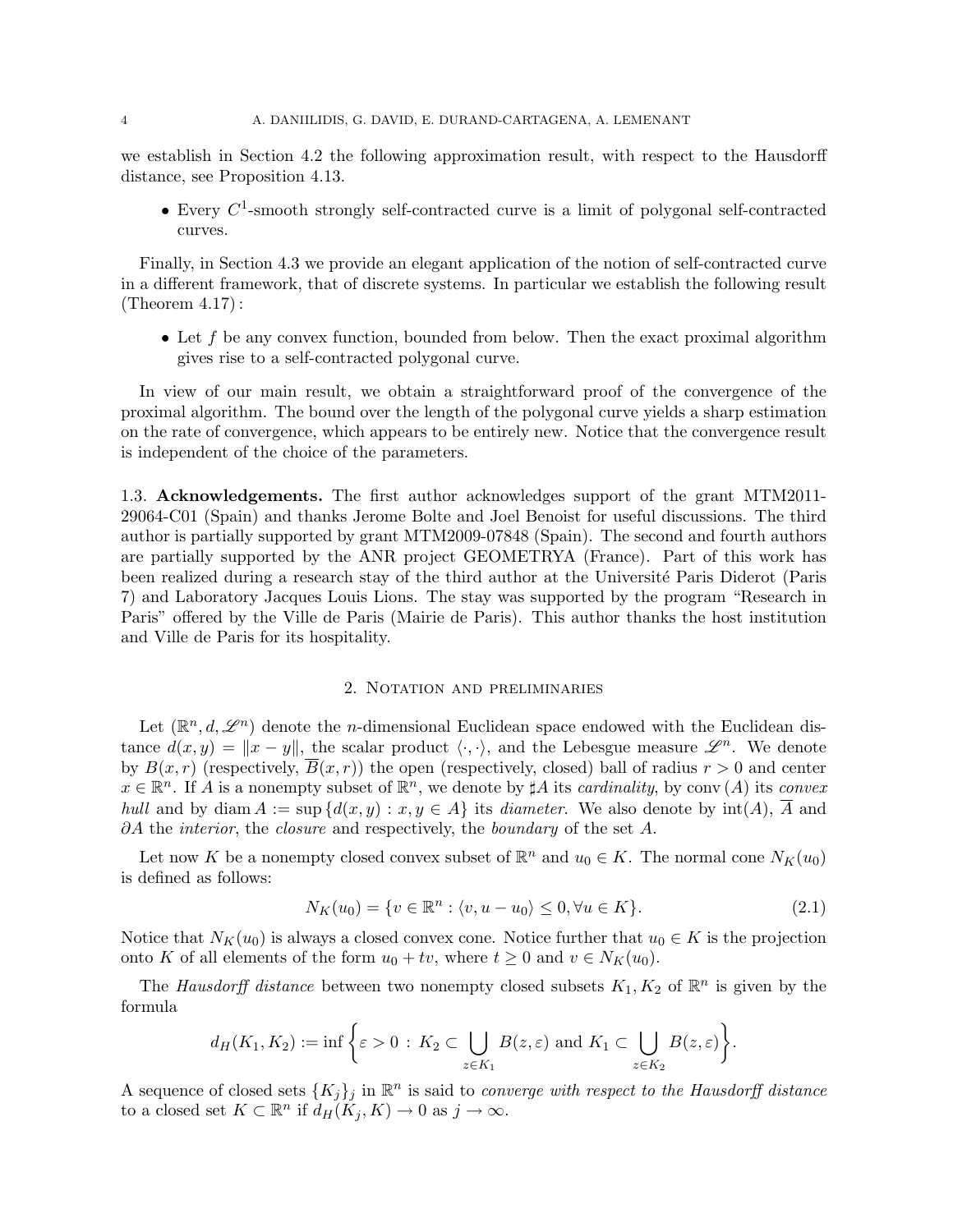we establish in Section 4.2 the following approximation result, with respect to the Hausdorff distance, see Proposition 4.13.

- Every $C^1$-smooth strongly self-contracted curve is a limit of polygonal self-contracted curves.

Finally, in Section 4.3 we provide an elegant application of the notion of self-contracted curve in a different framework, that of discrete systems. In particular we establish the following result (Theorem 4.17) :

- Let $f$ be any convex function, bounded from below. Then the exact proximal algorithm gives rise to a self-contracted polygonal curve.

In view of our main result, we obtain a straightforward proof of the convergence of the proximal algorithm. The bound over the length of the polygonal curve yields a sharp estimation on the rate of convergence, which appears to be entirely new. Notice that the convergence result is independent of the choice of the parameters.

1.3. **Acknowledgements.** The first author acknowledges support of the grant MTM2011-29064-C01 (Spain) and thanks Jerome Bolte and Joel Benoist for useful discussions. The third author is partially supported by grant MTM2009-07848 (Spain). The second and fourth authors are partially supported by the ANR project GEOMETRYA (France). Part of this work has been realized during a research stay of the third author at the Université Paris Diderot (Paris 7) and Laboratory Jacques Louis Lions. The stay was supported by the program "Research in Paris" offered by the Ville de Paris (Mairie de Paris). This author thanks the host institution and Ville de Paris for its hospitality.

## 2. Notation and preliminaries

Let $(\mathbb{R}^n, d, \mathscr{L}^n)$ denote the $n$-dimensional Euclidean space endowed with the Euclidean distance $d(x,y) = \|x-y\|$, the scalar product $\langle \cdot, \cdot \rangle$, and the Lebesgue measure $\mathscr{L}^n$. We denote by $B(x,r)$ (respectively, $\overline{B}(x,r)$) the open (respectively, closed) ball of radius $r>0$ and center $x \in \mathbb{R}^n$. If $A$ is a nonempty subset of $\mathbb{R}^n$, we denote by $\sharp A$ its *cardinality*, by $\operatorname{conv}(A)$ its *convex hull* and by $\operatorname{diam} A := \sup\{d(x,y) : x,y \in A\}$ its *diameter*. We also denote by $\operatorname{int}(A)$, $\overline{A}$ and $\partial A$ the *interior*, the *closure* and respectively, the *boundary* of the set $A$.

Let now $K$ be a nonempty closed convex subset of $\mathbb{R}^n$ and $u_0 \in K$. The normal cone $N_K(u_0)$ is defined as follows:

$$N_K(u_0) = \{v \in \mathbb{R}^n : \langle v, u-u_0 \rangle \leq 0, \forall u \in K\}. \tag{2.1}$$

Notice that $N_K(u_0)$ is always a closed convex cone. Notice further that $u_0 \in K$ is the projection onto $K$ of all elements of the form $u_0 + tv$, where $t \geq 0$ and $v \in N_K(u_0)$.

The *Hausdorff distance* between two nonempty closed subsets $K_1, K_2$ of $\mathbb{R}^n$ is given by the formula

$$d_H(K_1,K_2) := \inf\left\{\varepsilon > 0 \,:\, K_2 \subset \bigcup_{z\in K_1} B(z,\varepsilon) \text{ and } K_1 \subset \bigcup_{z \in K_2} B(z,\varepsilon)\right\}.$$

A sequence of closed sets $\{K_j\}_j$ in $\mathbb{R}^n$ is said to *converge with respect to the Hausdorff distance* to a closed set $K \subset \mathbb{R}^n$ if $d_H(K_j, K) \to 0$ as $j \to \infty$.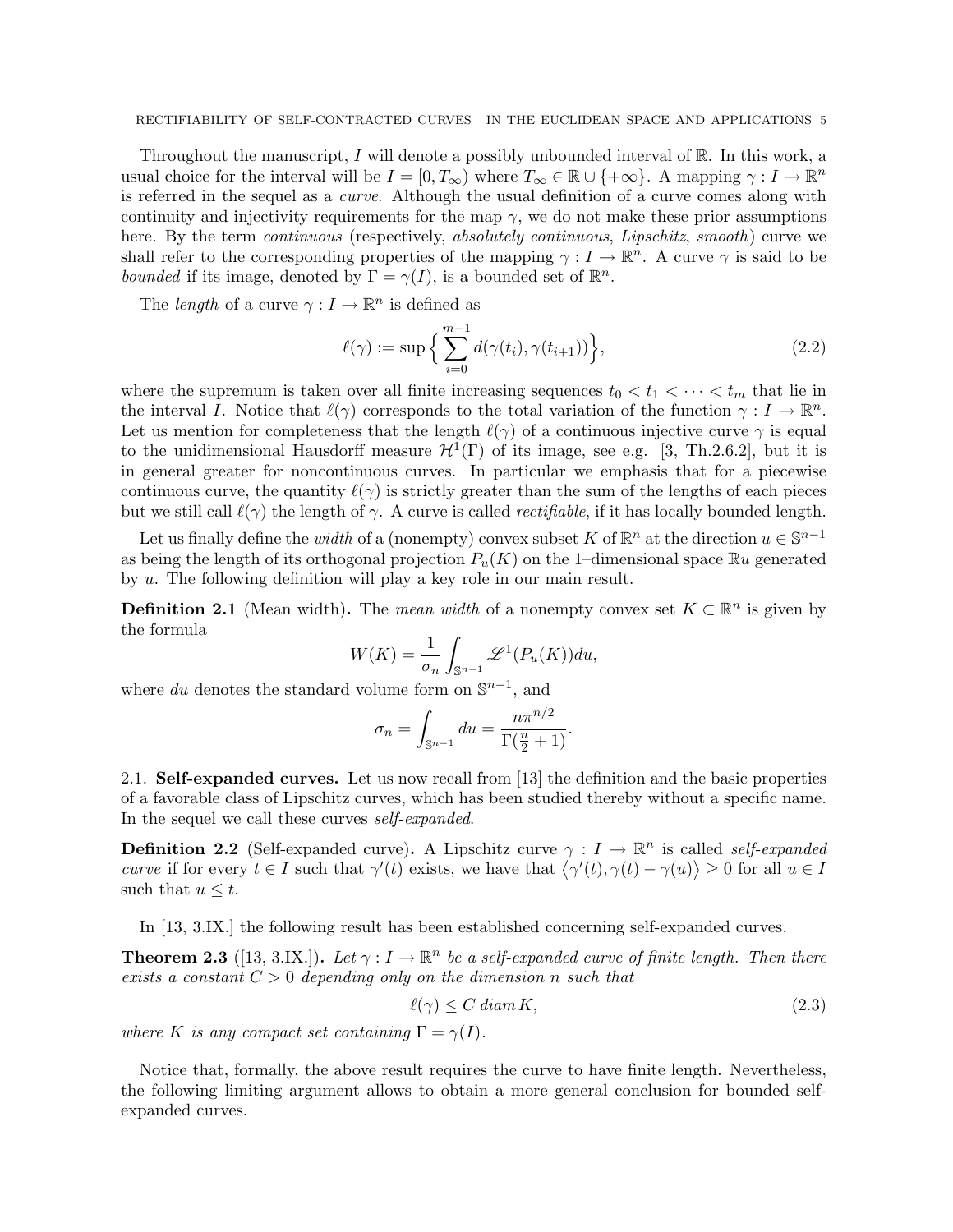Throughout the manuscript, $I$ will denote a possibly unbounded interval of $\mathbb{R}$. In this work, a usual choice for the interval will be $I = [0, T_\infty)$ where $T_\infty \in \mathbb{R} \cup \{+\infty\}$. A mapping $\gamma : I \to \mathbb{R}^n$ is referred in the sequel as a *curve*. Although the usual definition of a curve comes along with continuity and injectivity requirements for the map $\gamma$, we do not make these prior assumptions here. By the term *continuous* (respectively, *absolutely continuous*, *Lipschitz*, *smooth*) curve we shall refer to the corresponding properties of the mapping $\gamma : I \to \mathbb{R}^n$. A curve $\gamma$ is said to be *bounded* if its image, denoted by $\Gamma = \gamma(I)$, is a bounded set of $\mathbb{R}^n$.

The *length* of a curve $\gamma : I \to \mathbb{R}^n$ is defined as

$$\ell(\gamma) := \sup \Big\{ \sum_{i=0}^{m-1} d(\gamma(t_i), \gamma(t_{i+1})) \Big\}, \tag{2.2}$$

where the supremum is taken over all finite increasing sequences $t_0 < t_1 < \cdots < t_m$ that lie in the interval $I$. Notice that $\ell(\gamma)$ corresponds to the total variation of the function $\gamma : I \to \mathbb{R}^n$. Let us mention for completeness that the length $\ell(\gamma)$ of a continuous injective curve $\gamma$ is equal to the unidimensional Hausdorff measure $\mathcal{H}^1(\Gamma)$ of its image, see e.g. [3, Th.2.6.2], but it is in general greater for noncontinuous curves. In particular we emphasis that for a piecewise continuous curve, the quantity $\ell(\gamma)$ is strictly greater than the sum of the lengths of each pieces but we still call $\ell(\gamma)$ the length of $\gamma$. A curve is called *rectifiable*, if it has locally bounded length.

Let us finally define the *width* of a (nonempty) convex subset $K$ of $\mathbb{R}^n$ at the direction $u \in \mathbb{S}^{n-1}$ as being the length of its orthogonal projection $P_u(K)$ on the 1–dimensional space $\mathbb{R}u$ generated by $u$. The following definition will play a key role in our main result.

**Definition 2.1** (Mean width)**.** The *mean width* of a nonempty convex set $K \subset \mathbb{R}^n$ is given by the formula

$$W(K) = \frac{1}{\sigma_n} \int_{\mathbb{S}^{n-1}} \mathscr{L}^1(P_u(K)) du,$$

where $du$ denotes the standard volume form on $\mathbb{S}^{n-1}$, and

$$\sigma_n = \int_{\mathbb{S}^{n-1}} du = \frac{n\pi^{n/2}}{\Gamma(\frac{n}{2}+1)}.$$

## 2.1. Self-expanded curves.

Let us now recall from [13] the definition and the basic properties of a favorable class of Lipschitz curves, which has been studied thereby without a specific name. In the sequel we call these curves *self-expanded*.

**Definition 2.2** (Self-expanded curve)**.** *A Lipschitz curve $\gamma : I \to \mathbb{R}^n$ is called self-expanded curve if for every $t \in I$ such that $\gamma'(t)$ exists, we have that $\langle \gamma'(t), \gamma(t) - \gamma(u) \rangle \geq 0$ for all $u \in I$ such that $u \leq t$.*

In [13, 3.IX.] the following result has been established concerning self-expanded curves.

**Theorem 2.3** ([13, 3.IX.])**.** *Let $\gamma : I \to \mathbb{R}^n$ be a self-expanded curve of finite length. Then there exists a constant $C > 0$ depending only on the dimension $n$ such that*

$$\ell(\gamma) \leq C \, diam \, K, \tag{2.3}$$

*where $K$ is any compact set containing $\Gamma = \gamma(I)$.*

Notice that, formally, the above result requires the curve to have finite length. Nevertheless, the following limiting argument allows to obtain a more general conclusion for bounded self-expanded curves.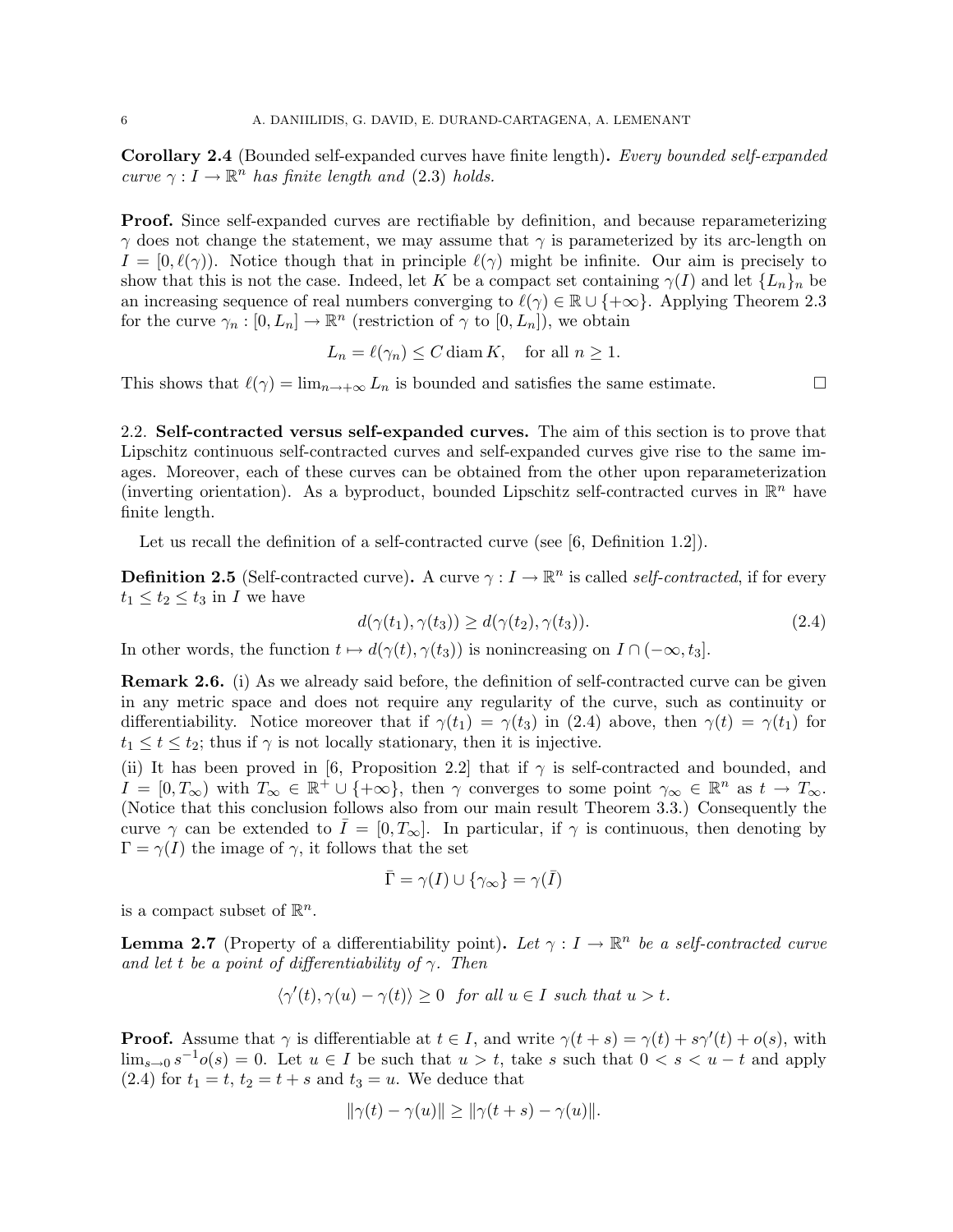**Corollary 2.4** (Bounded self-expanded curves have finite length)**.** *Every bounded self-expanded curve $\gamma : I \to \mathbb{R}^n$ has finite length and (2.3) holds.*

**Proof.** Since self-expanded curves are rectifiable by definition, and because reparameterizing $\gamma$ does not change the statement, we may assume that $\gamma$ is parameterized by its arc-length on $I = [0, \ell(\gamma))$. Notice though that in principle $\ell(\gamma)$ might be infinite. Our aim is precisely to show that this is not the case. Indeed, let $K$ be a compact set containing $\gamma(I)$ and let $\{L_n\}_n$ be an increasing sequence of real numbers converging to $\ell(\gamma) \in \mathbb{R} \cup \{+\infty\}$. Applying Theorem 2.3 for the curve $\gamma_n : [0, L_n] \to \mathbb{R}^n$ (restriction of $\gamma$ to $[0, L_n]$), we obtain

$$L_n = \ell(\gamma_n) \leq C \operatorname{diam} K, \quad \text{for all } n \geq 1.$$

This shows that $\ell(\gamma) = \lim_{n \to +\infty} L_n$ is bounded and satisfies the same estimate. $\square$

## 2.2. Self-contracted versus self-expanded curves.

The aim of this section is to prove that Lipschitz continuous self-contracted curves and self-expanded curves give rise to the same images. Moreover, each of these curves can be obtained from the other upon reparameterization (inverting orientation). As a byproduct, bounded Lipschitz self-contracted curves in $\mathbb{R}^n$ have finite length.

Let us recall the definition of a self-contracted curve (see [6, Definition 1.2]).

**Definition 2.5** (Self-contracted curve)**.** A curve $\gamma : I \to \mathbb{R}^n$ is called *self-contracted*, if for every $t_1 \leq t_2 \leq t_3$ in $I$ we have

$$d(\gamma(t_1), \gamma(t_3)) \geq d(\gamma(t_2), \gamma(t_3)). \tag{2.4}$$

In other words, the function $t \mapsto d(\gamma(t), \gamma(t_3))$ is nonincreasing on $I \cap (-\infty, t_3]$.

**Remark 2.6.** (i) As we already said before, the definition of self-contracted curve can be given in any metric space and does not require any regularity of the curve, such as continuity or differentiability. Notice moreover that if $\gamma(t_1) = \gamma(t_3)$ in (2.4) above, then $\gamma(t) = \gamma(t_1)$ for $t_1 \leq t \leq t_2$; thus if $\gamma$ is not locally stationary, then it is injective.

(ii) It has been proved in [6, Proposition 2.2] that if $\gamma$ is self-contracted and bounded, and $I = [0, T_\infty)$ with $T_\infty \in \mathbb{R}^+ \cup \{+\infty\}$, then $\gamma$ converges to some point $\gamma_\infty \in \mathbb{R}^n$ as $t \to T_\infty$. (Notice that this conclusion follows also from our main result Theorem 3.3.) Consequently the curve $\gamma$ can be extended to $\bar{I} = [0, T_\infty]$. In particular, if $\gamma$ is continuous, then denoting by $\Gamma = \gamma(I)$ the image of $\gamma$, it follows that the set

$$\bar{\Gamma} = \gamma(I) \cup \{\gamma_\infty\} = \gamma(\bar{I})$$

is a compact subset of $\mathbb{R}^n$.

**Lemma 2.7** (Property of a differentiability point)**.** *Let $\gamma : I \to \mathbb{R}^n$ be a self-contracted curve and let $t$ be a point of differentiability of $\gamma$. Then*

$$\langle \gamma'(t), \gamma(u) - \gamma(t) \rangle \geq 0 \quad \textit{for all } u \in I \textit{ such that } u > t.$$

**Proof.** Assume that $\gamma$ is differentiable at $t \in I$, and write $\gamma(t+s) = \gamma(t) + s\gamma'(t) + o(s)$, with $\lim_{s \to 0} s^{-1} o(s) = 0$. Let $u \in I$ be such that $u > t$, take $s$ such that $0 < s < u - t$ and apply (2.4) for $t_1 = t$, $t_2 = t + s$ and $t_3 = u$. We deduce that

$$\|\gamma(t) - \gamma(u)\| \geq \|\gamma(t+s) - \gamma(u)\|.$$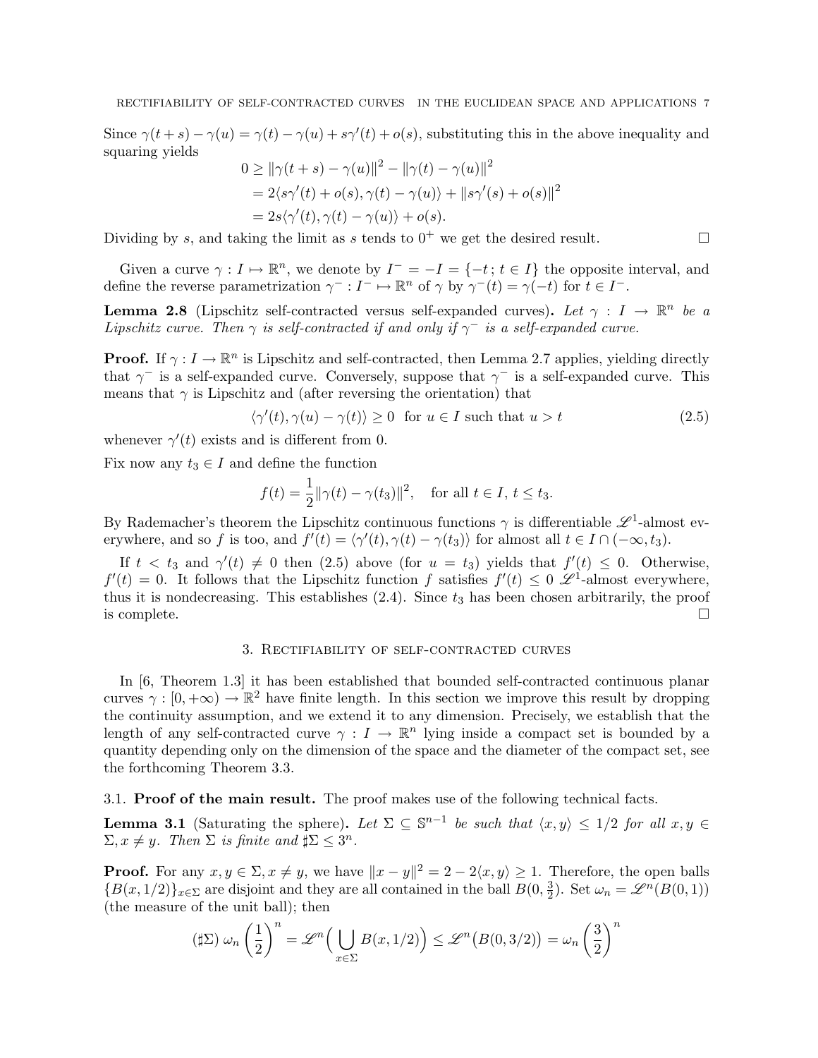Since $\gamma(t+s)-\gamma(u) = \gamma(t)-\gamma(u)+s\gamma'(t)+o(s)$, substituting this in the above inequality and squaring yields

$$
\begin{aligned}
0 &\geq \|\gamma(t+s)-\gamma(u)\|^2 - \|\gamma(t)-\gamma(u)\|^2 \\
&= 2\langle s\gamma'(t)+o(s), \gamma(t)-\gamma(u)\rangle + \|s\gamma'(s)+o(s)\|^2 \\
&= 2s\langle \gamma'(t), \gamma(t)-\gamma(u)\rangle + o(s).
\end{aligned}
$$

Dividing by $s$, and taking the limit as $s$ tends to $0^+$ we get the desired result. $\square$

Given a curve $\gamma : I \mapsto \mathbb{R}^n$, we denote by $I^- = -I = \{-t\,;\, t \in I\}$ the opposite interval, and define the reverse parametrization $\gamma^- : I^- \mapsto \mathbb{R}^n$ of $\gamma$ by $\gamma^-(t) = \gamma(-t)$ for $t \in I^-$.

**Lemma 2.8** (Lipschitz self-contracted versus self-expanded curves)**.** *Let $\gamma : I \to \mathbb{R}^n$ be a Lipschitz curve. Then $\gamma$ is self-contracted if and only if $\gamma^-$ is a self-expanded curve.*

**Proof.** If $\gamma : I \to \mathbb{R}^n$ is Lipschitz and self-contracted, then Lemma 2.7 applies, yielding directly that $\gamma^-$ is a self-expanded curve. Conversely, suppose that $\gamma^-$ is a self-expanded curve. This means that $\gamma$ is Lipschitz and (after reversing the orientation) that

$$
\langle \gamma'(t), \gamma(u)-\gamma(t)\rangle \geq 0 \quad \text{for } u \in I \text{ such that } u > t \tag{2.5}
$$

whenever $\gamma'(t)$ exists and is different from 0.

Fix now any $t_3 \in I$ and define the function

$$
f(t) = \frac{1}{2}\|\gamma(t)-\gamma(t_3)\|^2, \quad \text{for all } t \in I,\ t \leq t_3.
$$

By Rademacher's theorem the Lipschitz continuous functions $\gamma$ is differentiable $\mathscr{L}^1$-almost everywhere, and so $f$ is too, and $f'(t) = \langle \gamma'(t), \gamma(t)-\gamma(t_3)\rangle$ for almost all $t \in I \cap (-\infty, t_3)$.

If $t < t_3$ and $\gamma'(t) \neq 0$ then (2.5) above (for $u = t_3$) yields that $f'(t) \leq 0$. Otherwise, $f'(t) = 0$. It follows that the Lipschitz function $f$ satisfies $f'(t) \leq 0$ $\mathscr{L}^1$-almost everywhere, thus it is nondecreasing. This establishes (2.4). Since $t_3$ has been chosen arbitrarily, the proof is complete. $\square$

## 3. Rectifiability of self-contracted curves

In [6, Theorem 1.3] it has been established that bounded self-contracted continuous planar curves $\gamma : [0, +\infty) \to \mathbb{R}^2$ have finite length. In this section we improve this result by dropping the continuity assumption, and we extend it to any dimension. Precisely, we establish that the length of any self-contracted curve $\gamma : I \to \mathbb{R}^n$ lying inside a compact set is bounded by a quantity depending only on the dimension of the space and the diameter of the compact set, see the forthcoming Theorem 3.3.

### 3.1. Proof of the main result.

The proof makes use of the following technical facts.

**Lemma 3.1** (Saturating the sphere)**.** *Let $\Sigma \subseteq \mathbb{S}^{n-1}$ be such that $\langle x, y\rangle \leq 1/2$ for all $x, y \in \Sigma, x \neq y$. Then $\Sigma$ is finite and $\sharp\Sigma \leq 3^n$.*

**Proof.** For any $x, y \in \Sigma, x \neq y$, we have $\|x-y\|^2 = 2 - 2\langle x, y\rangle \geq 1$. Therefore, the open balls $\{B(x, 1/2)\}_{x\in\Sigma}$ are disjoint and they are all contained in the ball $B(0, \frac{3}{2})$. Set $\omega_n = \mathscr{L}^n(B(0,1))$ (the measure of the unit ball); then

$$
(\sharp\Sigma)\ \omega_n \left(\frac{1}{2}\right)^n = \mathscr{L}^n\Big(\bigcup_{x\in\Sigma} B(x, 1/2)\Big) \leq \mathscr{L}^n\big(B(0, 3/2)\big) = \omega_n \left(\frac{3}{2}\right)^n
$$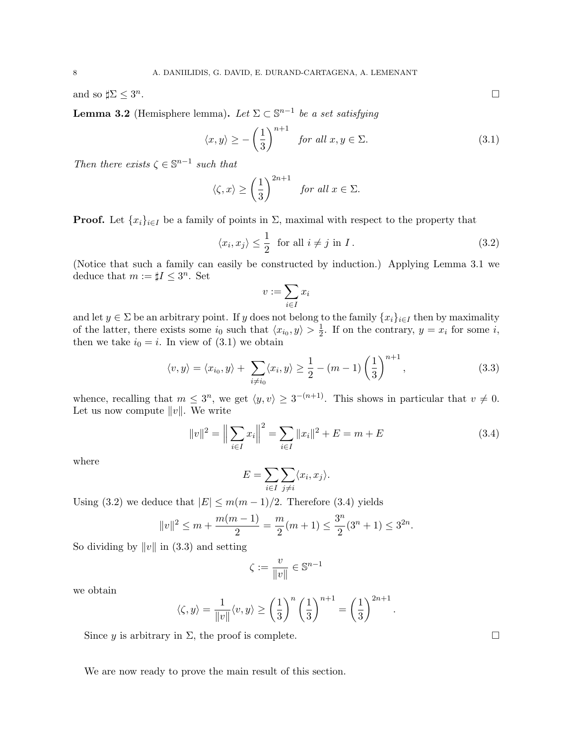and so $\sharp\Sigma \leq 3^n$. $\square$

**Lemma 3.2** (Hemisphere lemma)**.** *Let $\Sigma \subset \mathbb{S}^{n-1}$ be a set satisfying*

$$\langle x, y\rangle \geq -\left(\frac{1}{3}\right)^{n+1} \quad \textit{for all } x, y \in \Sigma. \tag{3.1}$$

*Then there exists $\zeta \in \mathbb{S}^{n-1}$ such that*

$$\langle \zeta, x\rangle \geq \left(\frac{1}{3}\right)^{2n+1} \quad \textit{for all } x \in \Sigma.$$

**Proof.** Let $\{x_i\}_{i\in I}$ be a family of points in $\Sigma$, maximal with respect to the property that

$$\langle x_i, x_j\rangle \leq \frac{1}{2} \ \text{ for all } i \neq j \text{ in } I\,. \tag{3.2}$$

(Notice that such a family can easily be constructed by induction.) Applying Lemma 3.1 we deduce that $m := \sharp I \leq 3^n$. Set

$$v := \sum_{i\in I} x_i$$

and let $y \in \Sigma$ be an arbitrary point. If $y$ does not belong to the family $\{x_i\}_{i\in I}$ then by maximality of the latter, there exists some $i_0$ such that $\langle x_{i_0}, y\rangle > \frac{1}{2}$. If on the contrary, $y = x_i$ for some $i$, then we take $i_0 = i$. In view of (3.1) we obtain

$$\langle v, y\rangle = \langle x_{i_0}, y\rangle + \sum_{i\neq i_0}\langle x_i, y\rangle \geq \frac{1}{2} - (m-1)\left(\frac{1}{3}\right)^{n+1}, \tag{3.3}$$

whence, recalling that $m \leq 3^n$, we get $\langle y, v\rangle \geq 3^{-(n+1)}$. This shows in particular that $v \neq 0$. Let us now compute $\|v\|$. We write

$$\|v\|^2 = \Big\| \sum_{i\in I} x_i \Big\|^2 = \sum_{i\in I} \|x_i\|^2 + E = m + E \tag{3.4}$$

where

$$E = \sum_{i\in I}\sum_{j\neq i}\langle x_i, x_j\rangle.$$

Using (3.2) we deduce that $|E| \leq m(m-1)/2$. Therefore (3.4) yields

$$\|v\|^2 \leq m + \frac{m(m-1)}{2} = \frac{m}{2}(m+1) \leq \frac{3^n}{2}(3^n+1) \leq 3^{2n}.$$

So dividing by $\|v\|$ in (3.3) and setting

$$\zeta := \frac{v}{\|v\|} \in \mathbb{S}^{n-1}$$

we obtain

$$\langle \zeta, y\rangle = \frac{1}{\|v\|}\langle v, y\rangle \geq \left(\frac{1}{3}\right)^{n}\left(\frac{1}{3}\right)^{n+1} = \left(\frac{1}{3}\right)^{2n+1}.$$

Since $y$ is arbitrary in $\Sigma$, the proof is complete. $\square$

We are now ready to prove the main result of this section.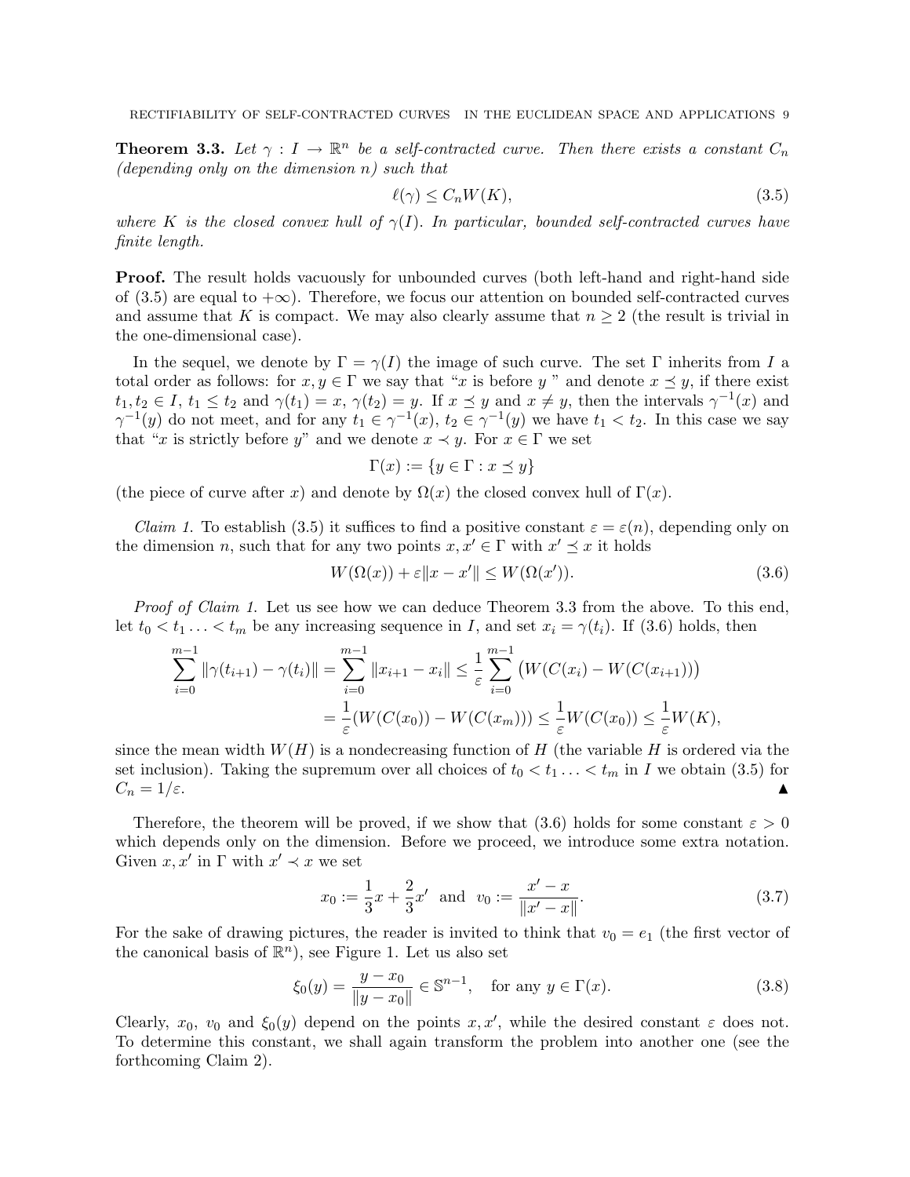**Theorem 3.3.** *Let $\gamma : I \to \mathbb{R}^n$ be a self-contracted curve. Then there exists a constant $C_n$ (depending only on the dimension $n$) such that*

$$\ell(\gamma) \leq C_n W(K), \tag{3.5}$$

*where $K$ is the closed convex hull of $\gamma(I)$. In particular, bounded self-contracted curves have finite length.*

**Proof.** The result holds vacuously for unbounded curves (both left-hand and right-hand side of (3.5) are equal to $+\infty$). Therefore, we focus our attention on bounded self-contracted curves and assume that $K$ is compact. We may also clearly assume that $n \geq 2$ (the result is trivial in the one-dimensional case).

In the sequel, we denote by $\Gamma = \gamma(I)$ the image of such curve. The set $\Gamma$ inherits from $I$ a total order as follows: for $x, y \in \Gamma$ we say that "$x$ is before $y$ " and denote $x \preceq y$, if there exist $t_1, t_2 \in I$, $t_1 \leq t_2$ and $\gamma(t_1) = x$, $\gamma(t_2) = y$. If $x \preceq y$ and $x \neq y$, then the intervals $\gamma^{-1}(x)$ and $\gamma^{-1}(y)$ do not meet, and for any $t_1 \in \gamma^{-1}(x)$, $t_2 \in \gamma^{-1}(y)$ we have $t_1 < t_2$. In this case we say that "$x$ is strictly before $y$" and we denote $x \prec y$. For $x \in \Gamma$ we set

$$\Gamma(x) := \{y \in \Gamma : x \preceq y\}$$

(the piece of curve after $x$) and denote by $\Omega(x)$ the closed convex hull of $\Gamma(x)$.

*Claim 1.* To establish (3.5) it suffices to find a positive constant $\varepsilon = \varepsilon(n)$, depending only on the dimension $n$, such that for any two points $x, x' \in \Gamma$ with $x' \preceq x$ it holds

$$W(\Omega(x)) + \varepsilon \|x - x'\| \leq W(\Omega(x')). \tag{3.6}$$

*Proof of Claim 1.* Let us see how we can deduce Theorem 3.3 from the above. To this end, let $t_0 < t_1 \ldots < t_m$ be any increasing sequence in $I$, and set $x_i = \gamma(t_i)$. If (3.6) holds, then

$$\begin{aligned}
\sum_{i=0}^{m-1} \|\gamma(t_{i+1}) - \gamma(t_i)\| &= \sum_{i=0}^{m-1} \|x_{i+1} - x_i\| \leq \frac{1}{\varepsilon} \sum_{i=0}^{m-1} \big( W(C(x_i) - W(C(x_{i+1})) \big) \\
&= \frac{1}{\varepsilon}(W(C(x_0)) - W(C(x_m))) \leq \frac{1}{\varepsilon} W(C(x_0)) \leq \frac{1}{\varepsilon} W(K),
\end{aligned}$$

since the mean width $W(H)$ is a nondecreasing function of $H$ (the variable $H$ is ordered via the set inclusion). Taking the supremum over all choices of $t_0 < t_1 \ldots < t_m$ in $I$ we obtain (3.5) for $C_n = 1/\varepsilon$. ▲

Therefore, the theorem will be proved, if we show that (3.6) holds for some constant $\varepsilon > 0$ which depends only on the dimension. Before we proceed, we introduce some extra notation. Given $x, x'$ in $\Gamma$ with $x' \prec x$ we set

$$x_0 := \frac{1}{3}x + \frac{2}{3}x' \quad \text{and} \quad v_0 := \frac{x' - x}{\|x' - x\|}. \tag{3.7}$$

For the sake of drawing pictures, the reader is invited to think that $v_0 = e_1$ (the first vector of the canonical basis of $\mathbb{R}^n$), see Figure 1. Let us also set

$$\xi_0(y) = \frac{y - x_0}{\|y - x_0\|} \in \mathbb{S}^{n-1}, \quad \text{for any } y \in \Gamma(x). \tag{3.8}$$

Clearly, $x_0$, $v_0$ and $\xi_0(y)$ depend on the points $x, x'$, while the desired constant $\varepsilon$ does not. To determine this constant, we shall again transform the problem into another one (see the forthcoming Claim 2).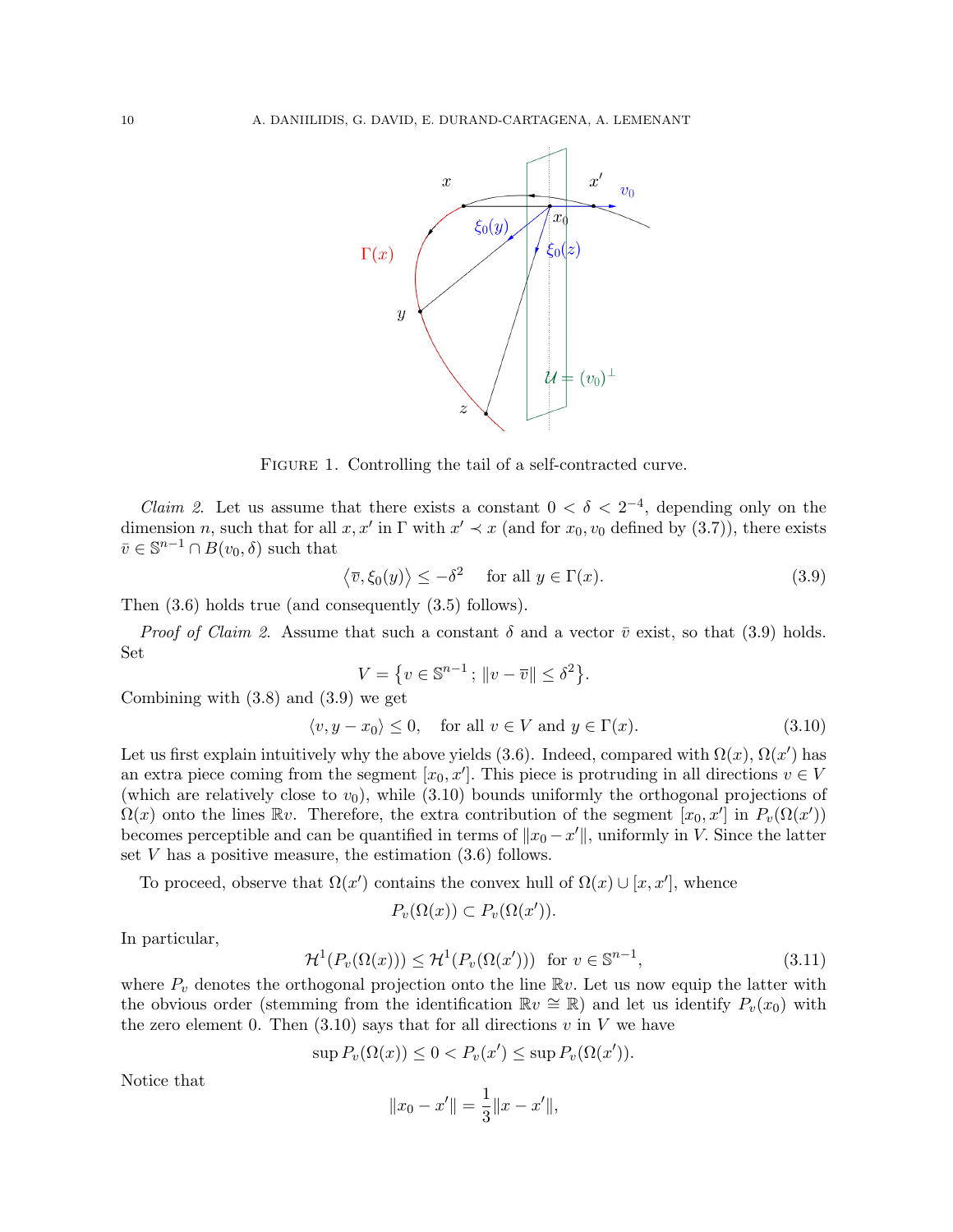FIGURE 1. Controlling the tail of a self-contracted curve.

*Claim 2.* Let us assume that there exists a constant $0 < \delta < 2^{-4}$, depending only on the dimension $n$, such that for all $x, x'$ in $\Gamma$ with $x' \prec x$ (and for $x_0, v_0$ defined by (3.7)), there exists $\bar{v} \in \mathbb{S}^{n-1} \cap B(v_0, \delta)$ such that

$$\langle \overline{v}, \xi_0(y) \rangle \leq -\delta^2 \quad \text{for all } y \in \Gamma(x). \tag{3.9}$$

Then (3.6) holds true (and consequently (3.5) follows).

*Proof of Claim 2.* Assume that such a constant $\delta$ and a vector $\bar{v}$ exist, so that (3.9) holds. Set

$$V = \{ v \in \mathbb{S}^{n-1} \, ; \, \|v - \overline{v}\| \leq \delta^2 \}.$$

Combining with (3.8) and (3.9) we get

$$\langle v, y - x_0 \rangle \leq 0, \quad \text{for all } v \in V \text{ and } y \in \Gamma(x). \tag{3.10}$$

Let us first explain intuitively why the above yields (3.6). Indeed, compared with $\Omega(x)$, $\Omega(x')$ has an extra piece coming from the segment $[x_0, x']$. This piece is protruding in all directions $v \in V$ (which are relatively close to $v_0$), while (3.10) bounds uniformly the orthogonal projections of $\Omega(x)$ onto the lines $\mathbb{R}v$. Therefore, the extra contribution of the segment $[x_0, x']$ in $P_v(\Omega(x'))$ becomes perceptible and can be quantified in terms of $\|x_0 - x'\|$, uniformly in $V$. Since the latter set $V$ has a positive measure, the estimation (3.6) follows.

To proceed, observe that $\Omega(x')$ contains the convex hull of $\Omega(x) \cup [x, x']$, whence

$$P_v(\Omega(x)) \subset P_v(\Omega(x')).$$

In particular,

$$\mathcal{H}^1(P_v(\Omega(x))) \leq \mathcal{H}^1(P_v(\Omega(x'))) \ \text{ for } v \in \mathbb{S}^{n-1}, \tag{3.11}$$

where $P_v$ denotes the orthogonal projection onto the line $\mathbb{R}v$. Let us now equip the latter with the obvious order (stemming from the identification $\mathbb{R}v \cong \mathbb{R}$) and let us identify $P_v(x_0)$ with the zero element 0. Then (3.10) says that for all directions $v$ in $V$ we have

$$\sup P_v(\Omega(x)) \leq 0 < P_v(x') \leq \sup P_v(\Omega(x')).$$

Notice that

$$\|x_0 - x'\| = \frac{1}{3}\|x - x'\|,$$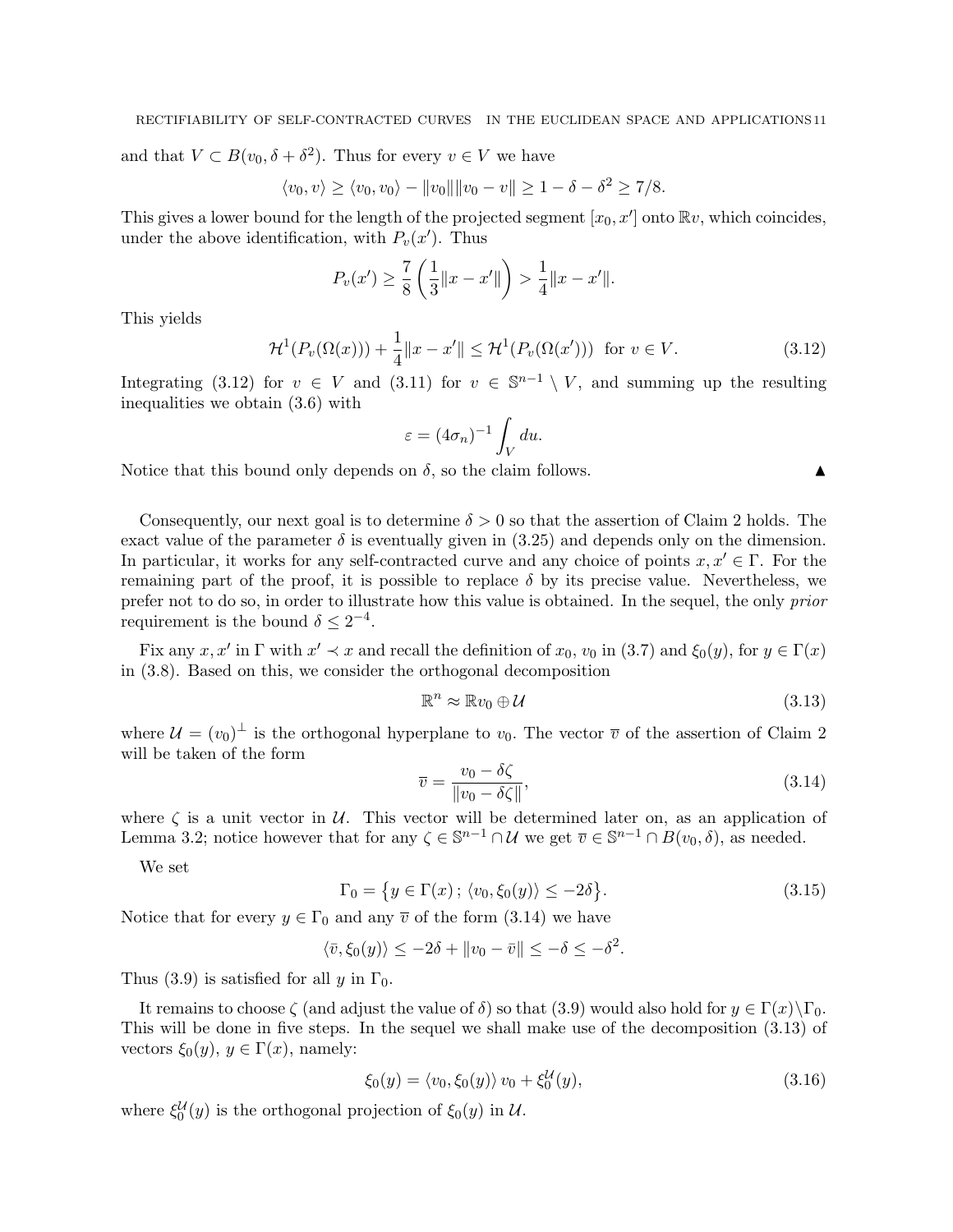and that $V \subset B(v_0, \delta + \delta^2)$. Thus for every $v \in V$ we have

$$\langle v_0, v \rangle \geq \langle v_0, v_0 \rangle - \|v_0\| \|v_0 - v\| \geq 1 - \delta - \delta^2 \geq 7/8.$$

This gives a lower bound for the length of the projected segment $[x_0, x']$ onto $\mathbb{R}v$, which coincides, under the above identification, with $P_v(x')$. Thus

$$P_v(x') \geq \frac{7}{8} \left( \frac{1}{3} \|x - x'\| \right) > \frac{1}{4} \|x - x'\|.$$

This yields

$$\mathcal{H}^1(P_v(\Omega(x))) + \frac{1}{4} \|x - x'\| \leq \mathcal{H}^1(P_v(\Omega(x'))) \;\text{ for } v \in V. \tag{3.12}$$

Integrating (3.12) for $v \in V$ and (3.11) for $v \in \mathbb{S}^{n-1} \setminus V$, and summing up the resulting inequalities we obtain (3.6) with

$$\varepsilon = (4\sigma_n)^{-1} \int_V du.$$

Notice that this bound only depends on $\delta$, so the claim follows. ▲

Consequently, our next goal is to determine $\delta > 0$ so that the assertion of Claim 2 holds. The exact value of the parameter $\delta$ is eventually given in (3.25) and depends only on the dimension. In particular, it works for any self-contracted curve and any choice of points $x, x' \in \Gamma$. For the remaining part of the proof, it is possible to replace $\delta$ by its precise value. Nevertheless, we prefer not to do so, in order to illustrate how this value is obtained. In the sequel, the only *prior* requirement is the bound $\delta \leq 2^{-4}$.

Fix any $x, x'$ in $\Gamma$ with $x' \prec x$ and recall the definition of $x_0$, $v_0$ in (3.7) and $\xi_0(y)$, for $y \in \Gamma(x)$ in (3.8). Based on this, we consider the orthogonal decomposition

$$\mathbb{R}^n \approx \mathbb{R}v_0 \oplus \mathcal{U} \tag{3.13}$$

where $\mathcal{U} = (v_0)^{\perp}$ is the orthogonal hyperplane to $v_0$. The vector $\overline{v}$ of the assertion of Claim 2 will be taken of the form

$$\overline{v} = \frac{v_0 - \delta\zeta}{\|v_0 - \delta\zeta\|}, \tag{3.14}$$

where $\zeta$ is a unit vector in $\mathcal{U}$. This vector will be determined later on, as an application of Lemma 3.2; notice however that for any $\zeta \in \mathbb{S}^{n-1} \cap \mathcal{U}$ we get $\overline{v} \in \mathbb{S}^{n-1} \cap B(v_0, \delta)$, as needed.

We set

$$\Gamma_0 = \big\{ y \in \Gamma(x) \,;\, \langle v_0, \xi_0(y) \rangle \leq -2\delta \big\}. \tag{3.15}$$

Notice that for every $y \in \Gamma_0$ and any $\overline{v}$ of the form (3.14) we have

$$\langle \bar{v}, \xi_0(y) \rangle \leq -2\delta + \|v_0 - \bar{v}\| \leq -\delta \leq -\delta^2.$$

Thus (3.9) is satisfied for all $y$ in $\Gamma_0$.

It remains to choose $\zeta$ (and adjust the value of $\delta$) so that (3.9) would also hold for $y \in \Gamma(x) \setminus \Gamma_0$. This will be done in five steps. In the sequel we shall make use of the decomposition (3.13) of vectors $\xi_0(y)$, $y \in \Gamma(x)$, namely:

$$\xi_0(y) = \langle v_0, \xi_0(y) \rangle \, v_0 + \xi_0^{\mathcal{U}}(y), \tag{3.16}$$

where $\xi_0^{\mathcal{U}}(y)$ is the orthogonal projection of $\xi_0(y)$ in $\mathcal{U}$.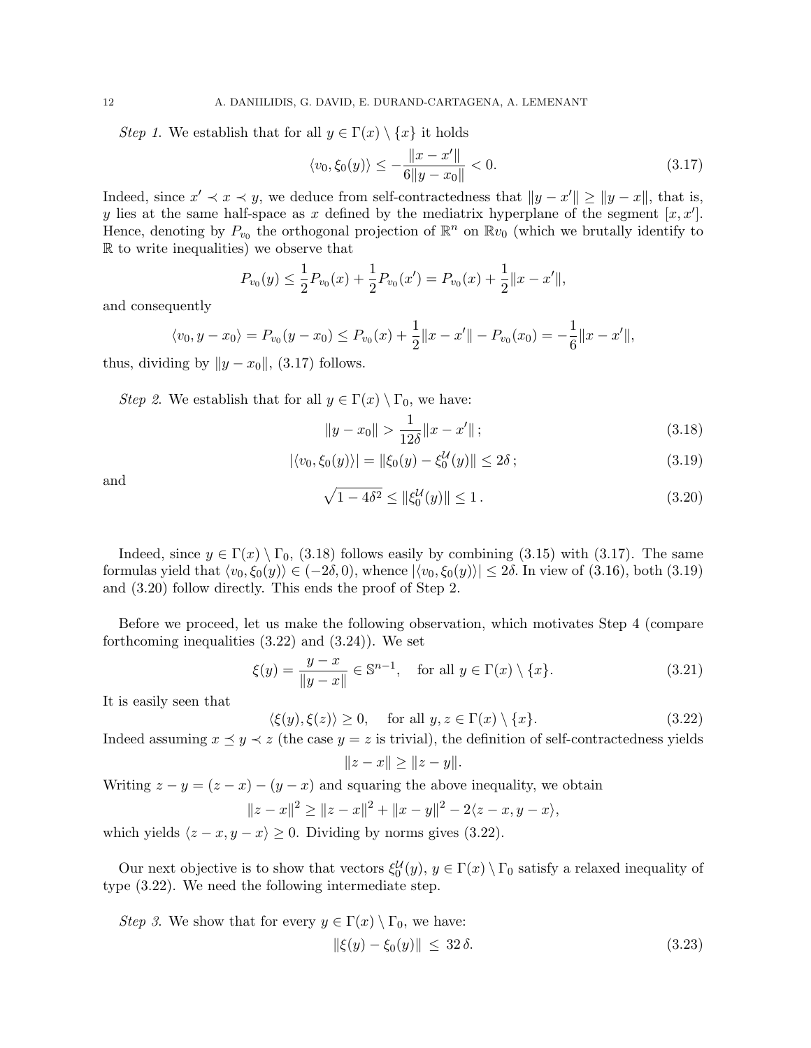*Step 1.* We establish that for all $y \in \Gamma(x) \setminus \{x\}$ it holds

$$\langle v_0, \xi_0(y) \rangle \le -\frac{\|x - x'\|}{6\|y - x_0\|} < 0. \tag{3.17}$$

Indeed, since $x' \prec x \prec y$, we deduce from self-contractedness that $\|y - x'\| \ge \|y - x\|$, that is, $y$ lies at the same half-space as $x$ defined by the mediatrix hyperplane of the segment $[x, x']$. Hence, denoting by $P_{v_0}$ the orthogonal projection of $\mathbb{R}^n$ on $\mathbb{R}v_0$ (which we brutally identify to $\mathbb{R}$ to write inequalities) we observe that

$$P_{v_0}(y) \le \frac{1}{2}P_{v_0}(x) + \frac{1}{2}P_{v_0}(x') = P_{v_0}(x) + \frac{1}{2}\|x - x'\|,$$

and consequently

$$\langle v_0, y - x_0 \rangle = P_{v_0}(y - x_0) \le P_{v_0}(x) + \frac{1}{2}\|x - x'\| - P_{v_0}(x_0) = -\frac{1}{6}\|x - x'\|,$$

thus, dividing by $\|y - x_0\|$, (3.17) follows.

*Step 2.* We establish that for all $y \in \Gamma(x) \setminus \Gamma_0$, we have:

$$\|y - x_0\| > \frac{1}{12\delta}\|x - x'\|\,; \tag{3.18}$$

$$|\langle v_0, \xi_0(y) \rangle| = \|\xi_0(y) - \xi_0^{\mathcal{U}}(y)\| \le 2\delta\,; \tag{3.19}$$

and

$$\sqrt{1 - 4\delta^2} \le \|\xi_0^{\mathcal{U}}(y)\| \le 1\,. \tag{3.20}$$

Indeed, since $y \in \Gamma(x) \setminus \Gamma_0$, (3.18) follows easily by combining (3.15) with (3.17). The same formulas yield that $\langle v_0, \xi_0(y) \rangle \in (-2\delta, 0)$, whence $|\langle v_0, \xi_0(y) \rangle| \le 2\delta$. In view of (3.16), both (3.19) and (3.20) follow directly. This ends the proof of Step 2.

Before we proceed, let us make the following observation, which motivates Step 4 (compare forthcoming inequalities (3.22) and (3.24)). We set

$$\xi(y) = \frac{y - x}{\|y - x\|} \in \mathbb{S}^{n-1}, \quad \text{for all } y \in \Gamma(x) \setminus \{x\}. \tag{3.21}$$

It is easily seen that

$$\langle \xi(y), \xi(z) \rangle \ge 0, \quad \text{for all } y, z \in \Gamma(x) \setminus \{x\}. \tag{3.22}$$

Indeed assuming $x \preceq y \prec z$ (the case $y = z$ is trivial), the definition of self-contractedness yields

$$\|z - x\| \ge \|z - y\|.$$

Writing $z - y = (z - x) - (y - x)$ and squaring the above inequality, we obtain

$$\|z - x\|^2 \ge \|z - x\|^2 + \|x - y\|^2 - 2\langle z - x, y - x \rangle,$$

which yields $\langle z - x, y - x \rangle \ge 0$. Dividing by norms gives (3.22).

Our next objective is to show that vectors $\xi_0^{\mathcal{U}}(y)$, $y \in \Gamma(x) \setminus \Gamma_0$ satisfy a relaxed inequality of type (3.22). We need the following intermediate step.

*Step 3.* We show that for every $y \in \Gamma(x) \setminus \Gamma_0$, we have:

$$\|\xi(y) - \xi_0(y)\| \le 32\,\delta. \tag{3.23}$$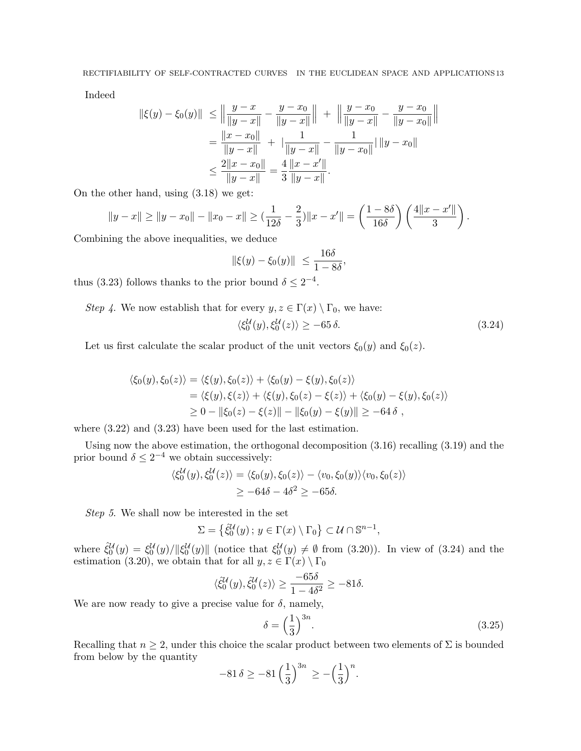Indeed

$$
\begin{aligned}
\|\xi(y)-\xi_0(y)\| \;&\leq \left\| \frac{y-x}{\|y-x\|} - \frac{y-x_0}{\|y-x\|} \right\| \;+\; \left\| \frac{y-x_0}{\|y-x\|} - \frac{y-x_0}{\|y-x_0\|} \right\| \\
&= \frac{\|x-x_0\|}{\|y-x\|} \;+\; \left| \frac{1}{\|y-x\|} - \frac{1}{\|y-x_0\|} \right| \|y-x_0\| \\
&\leq \frac{2\|x-x_0\|}{\|y-x\|} = \frac{4}{3}\frac{\|x-x'\|}{\|y-x\|}.
\end{aligned}
$$

On the other hand, using (3.18) we get:

$$
\|y-x\| \geq \|y-x_0\| - \|x_0-x\| \geq \left(\frac{1}{12\delta} - \frac{2}{3}\right)\|x-x'\| = \left(\frac{1-8\delta}{16\delta}\right)\left(\frac{4\|x-x'\|}{3}\right).
$$

Combining the above inequalities, we deduce

$$
\|\xi(y)-\xi_0(y)\| \;\leq \frac{16\delta}{1-8\delta},
$$

thus (3.23) follows thanks to the prior bound $\delta \leq 2^{-4}$.

*Step 4.* We now establish that for every $y, z \in \Gamma(x) \setminus \Gamma_0$, we have:

$$
\langle \xi_0^{\mathcal{U}}(y), \xi_0^{\mathcal{U}}(z) \rangle \geq -65\,\delta. \tag{3.24}
$$

Let us first calculate the scalar product of the unit vectors $\xi_0(y)$ and $\xi_0(z)$.

$$
\begin{aligned}
\langle \xi_0(y), \xi_0(z) \rangle &= \langle \xi(y), \xi_0(z) \rangle + \langle \xi_0(y) - \xi(y), \xi_0(z) \rangle \\
&= \langle \xi(y), \xi(z) \rangle + \langle \xi(y), \xi_0(z) - \xi(z) \rangle + \langle \xi_0(y) - \xi(y), \xi_0(z) \rangle \\
&\geq 0 - \|\xi_0(z) - \xi(z)\| - \|\xi_0(y) - \xi(y)\| \geq -64\,\delta\ ,
\end{aligned}
$$

where (3.22) and (3.23) have been used for the last estimation.

Using now the above estimation, the orthogonal decomposition (3.16) recalling (3.19) and the prior bound $\delta \leq 2^{-4}$ we obtain successively:

$$
\begin{aligned}
\langle \xi_0^{\mathcal{U}}(y), \xi_0^{\mathcal{U}}(z) \rangle &= \langle \xi_0(y), \xi_0(z) \rangle - \langle v_0, \xi_0(y) \rangle \langle v_0, \xi_0(z) \rangle \\
&\geq -64\delta - 4\delta^2 \geq -65\delta.
\end{aligned}
$$

*Step 5.* We shall now be interested in the set

$$
\Sigma = \left\{ \hat{\xi}_0^{\mathcal{U}}(y)\,;\, y \in \Gamma(x) \setminus \Gamma_0 \right\} \subset \mathcal{U} \cap \mathbb{S}^{n-1},
$$

where $\hat{\xi}_0^{\mathcal{U}}(y) = \xi_0^{\mathcal{U}}(y)/\|\xi_0^{\mathcal{U}}(y)\|$ (notice that $\xi_0^{\mathcal{U}}(y) \neq \emptyset$ from (3.20)). In view of (3.24) and the estimation (3.20), we obtain that for all $y, z \in \Gamma(x) \setminus \Gamma_0$

$$
\langle \hat{\xi}_0^{\mathcal{U}}(y), \hat{\xi}_0^{\mathcal{U}}(z) \rangle \geq \frac{-65\delta}{1-4\delta^2} \geq -81\delta.
$$

We are now ready to give a precise value for $\delta$, namely,

$$
\delta = \left(\frac{1}{3}\right)^{3n}. \tag{3.25}
$$

Recalling that $n \geq 2$, under this choice the scalar product between two elements of $\Sigma$ is bounded from below by the quantity

$$
-81\,\delta \geq -81\left(\frac{1}{3}\right)^{3n} \geq -\left(\frac{1}{3}\right)^{n}.
$$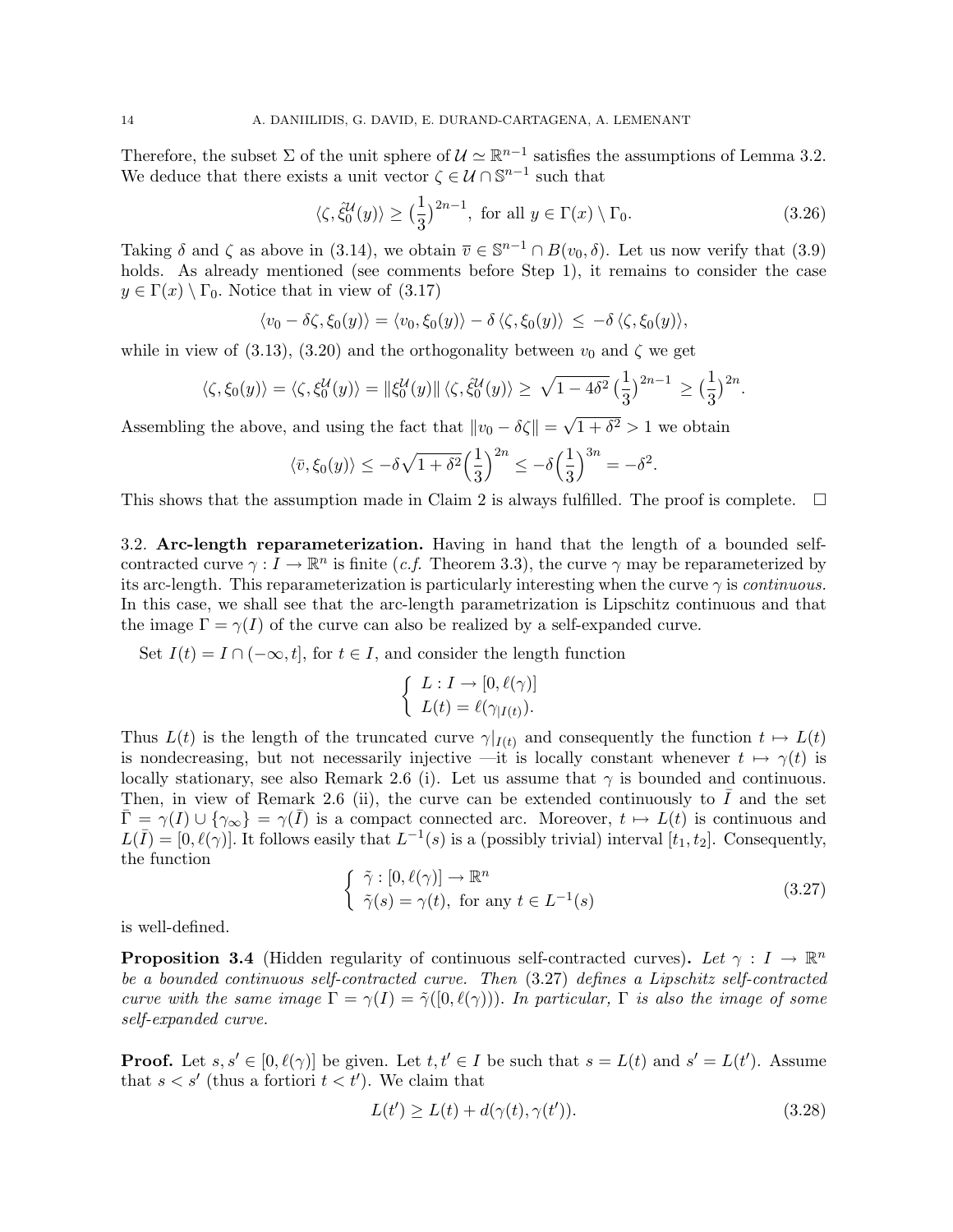Therefore, the subset $\Sigma$ of the unit sphere of $\mathcal{U} \simeq \mathbb{R}^{n-1}$ satisfies the assumptions of Lemma 3.2. We deduce that there exists a unit vector $\zeta \in \mathcal{U} \cap \mathbb{S}^{n-1}$ such that

$$\langle \zeta, \hat{\xi}_0^{\mathcal{U}}(y) \rangle \geq \big(\frac{1}{3}\big)^{2n-1}, \text{ for all } y \in \Gamma(x) \setminus \Gamma_0. \tag{3.26}$$

Taking $\delta$ and $\zeta$ as above in (3.14), we obtain $\overline{v} \in \mathbb{S}^{n-1} \cap B(v_0, \delta)$. Let us now verify that (3.9) holds. As already mentioned (see comments before Step 1), it remains to consider the case $y \in \Gamma(x) \setminus \Gamma_0$. Notice that in view of (3.17)

$$\langle v_0 - \delta\zeta, \xi_0(y) \rangle = \langle v_0, \xi_0(y) \rangle - \delta \langle \zeta, \xi_0(y) \rangle \leq -\delta \langle \zeta, \xi_0(y) \rangle,$$

while in view of (3.13), (3.20) and the orthogonality between $v_0$ and $\zeta$ we get

$$\langle \zeta, \xi_0(y) \rangle = \langle \zeta, \xi_0^{\mathcal{U}}(y) \rangle = \|\xi_0^{\mathcal{U}}(y)\| \langle \zeta, \hat{\xi}_0^{\mathcal{U}}(y) \rangle \geq \sqrt{1 - 4\delta^2}\, \big(\frac{1}{3}\big)^{2n-1} \geq \big(\frac{1}{3}\big)^{2n}.$$

Assembling the above, and using the fact that $\|v_0 - \delta\zeta\| = \sqrt{1 + \delta^2} > 1$ we obtain

$$\langle \bar{v}, \xi_0(y) \rangle \leq -\delta\sqrt{1+\delta^2}\Big(\frac{1}{3}\Big)^{2n} \leq -\delta\Big(\frac{1}{3}\Big)^{3n} = -\delta^2.$$

This shows that the assumption made in Claim 2 is always fulfilled. The proof is complete. $\square$

### 3.2. Arc-length reparameterization.

Having in hand that the length of a bounded self-contracted curve $\gamma : I \to \mathbb{R}^n$ is finite (*c.f.* Theorem 3.3), the curve $\gamma$ may be reparameterized by its arc-length. This reparameterization is particularly interesting when the curve $\gamma$ is *continuous.* In this case, we shall see that the arc-length parametrization is Lipschitz continuous and that the image $\Gamma = \gamma(I)$ of the curve can also be realized by a self-expanded curve.

Set $I(t) = I \cap (-\infty, t]$, for $t \in I$, and consider the length function

$$\begin{cases} L : I \to [0, \ell(\gamma)] \\ L(t) = \ell(\gamma_{|I(t)}). \end{cases}$$

Thus $L(t)$ is the length of the truncated curve $\gamma|_{I(t)}$ and consequently the function $t \mapsto L(t)$ is nondecreasing, but not necessarily injective —it is locally constant whenever $t \mapsto \gamma(t)$ is locally stationary, see also Remark 2.6 (i). Let us assume that $\gamma$ is bounded and continuous. Then, in view of Remark 2.6 (ii), the curve can be extended continuously to $\bar{I}$ and the set $\bar{\Gamma} = \gamma(I) \cup \{\gamma_\infty\} = \gamma(\bar{I})$ is a compact connected arc. Moreover, $t \mapsto L(t)$ is continuous and $L(\bar{I}) = [0, \ell(\gamma)]$. It follows easily that $L^{-1}(s)$ is a (possibly trivial) interval $[t_1, t_2]$. Consequently, the function

$$\begin{cases} \tilde{\gamma} : [0, \ell(\gamma)] \to \mathbb{R}^n \\ \tilde{\gamma}(s) = \gamma(t), \text{ for any } t \in L^{-1}(s) \end{cases} \tag{3.27}$$

is well-defined.

**Proposition 3.4** (Hidden regularity of continuous self-contracted curves)**.** *Let $\gamma : I \to \mathbb{R}^n$ be a bounded continuous self-contracted curve. Then* (3.27) *defines a Lipschitz self-contracted curve with the same image $\Gamma = \gamma(I) = \tilde{\gamma}([0, \ell(\gamma)))$. In particular, $\Gamma$ is also the image of some self-expanded curve.*

**Proof.** Let $s, s' \in [0, \ell(\gamma)]$ be given. Let $t, t' \in I$ be such that $s = L(t)$ and $s' = L(t')$. Assume that $s < s'$ (thus a fortiori $t < t'$). We claim that

$$L(t') \geq L(t) + d(\gamma(t), \gamma(t')). \tag{3.28}$$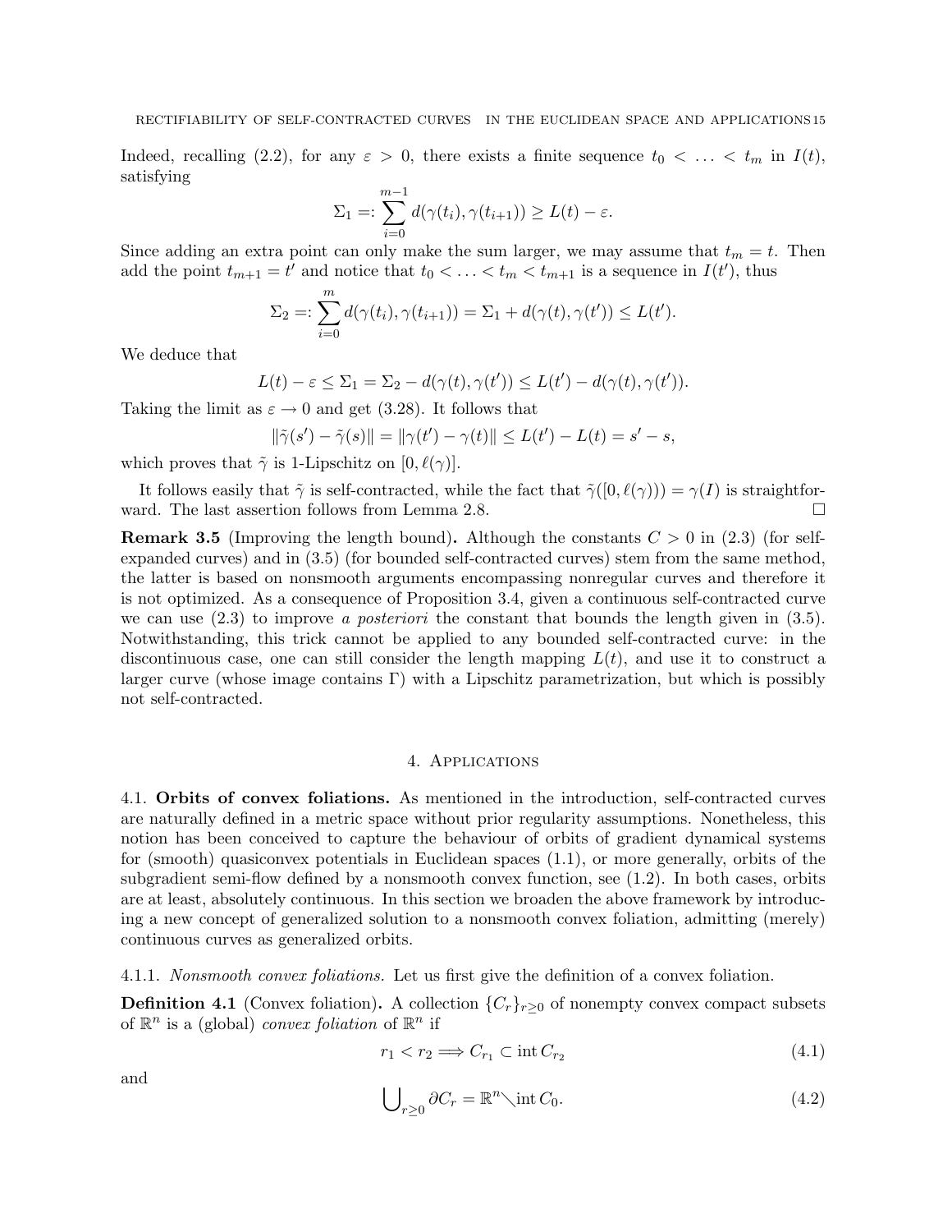Indeed, recalling (2.2), for any $\varepsilon > 0$, there exists a finite sequence $t_0 < \ldots < t_m$ in $I(t)$, satisfying

$$\Sigma_1 =: \sum_{i=0}^{m-1} d(\gamma(t_i), \gamma(t_{i+1})) \geq L(t) - \varepsilon.$$

Since adding an extra point can only make the sum larger, we may assume that $t_m = t$. Then add the point $t_{m+1} = t'$ and notice that $t_0 < \ldots < t_m < t_{m+1}$ is a sequence in $I(t')$, thus

$$\Sigma_2 =: \sum_{i=0}^{m} d(\gamma(t_i), \gamma(t_{i+1})) = \Sigma_1 + d(\gamma(t), \gamma(t')) \leq L(t').$$

We deduce that

$$L(t) - \varepsilon \leq \Sigma_1 = \Sigma_2 - d(\gamma(t), \gamma(t')) \leq L(t') - d(\gamma(t), \gamma(t')).$$

Taking the limit as $\varepsilon \to 0$ and get (3.28). It follows that

$$\|\tilde{\gamma}(s') - \tilde{\gamma}(s)\| = \|\gamma(t') - \gamma(t)\| \leq L(t') - L(t) = s' - s,$$

which proves that $\tilde{\gamma}$ is 1-Lipschitz on $[0, \ell(\gamma)]$.

It follows easily that $\tilde{\gamma}$ is self-contracted, while the fact that $\tilde{\gamma}([0, \ell(\gamma))) = \gamma(I)$ is straightforward. The last assertion follows from Lemma 2.8. □

**Remark 3.5** (Improving the length bound)**.** Although the constants $C > 0$ in (2.3) (for self-expanded curves) and in (3.5) (for bounded self-contracted curves) stem from the same method, the latter is based on nonsmooth arguments encompassing nonregular curves and therefore it is not optimized. As a consequence of Proposition 3.4, given a continuous self-contracted curve we can use (2.3) to improve *a posteriori* the constant that bounds the length given in (3.5). Notwithstanding, this trick cannot be applied to any bounded self-contracted curve: in the discontinuous case, one can still consider the length mapping $L(t)$, and use it to construct a larger curve (whose image contains $\Gamma$) with a Lipschitz parametrization, but which is possibly not self-contracted.

# 4. Applications

## 4.1. Orbits of convex foliations.

As mentioned in the introduction, self-contracted curves are naturally defined in a metric space without prior regularity assumptions. Nonetheless, this notion has been conceived to capture the behaviour of orbits of gradient dynamical systems for (smooth) quasiconvex potentials in Euclidean spaces (1.1), or more generally, orbits of the subgradient semi-flow defined by a nonsmooth convex function, see (1.2). In both cases, orbits are at least, absolutely continuous. In this section we broaden the above framework by introducing a new concept of generalized solution to a nonsmooth convex foliation, admitting (merely) continuous curves as generalized orbits.

### 4.1.1. *Nonsmooth convex foliations.*

Let us first give the definition of a convex foliation.

**Definition 4.1** (Convex foliation)**.** A collection $\{C_r\}_{r\geq 0}$ of nonempty convex compact subsets of $\mathbb{R}^n$ is a (global) *convex foliation* of $\mathbb{R}^n$ if

$$r_1 < r_2 \Longrightarrow C_{r_1} \subset \operatorname{int} C_{r_2} \tag{4.1}$$

and

$$\bigcup_{r\geq 0} \partial C_r = \mathbb{R}^n \setminus \operatorname{int} C_0. \tag{4.2}$$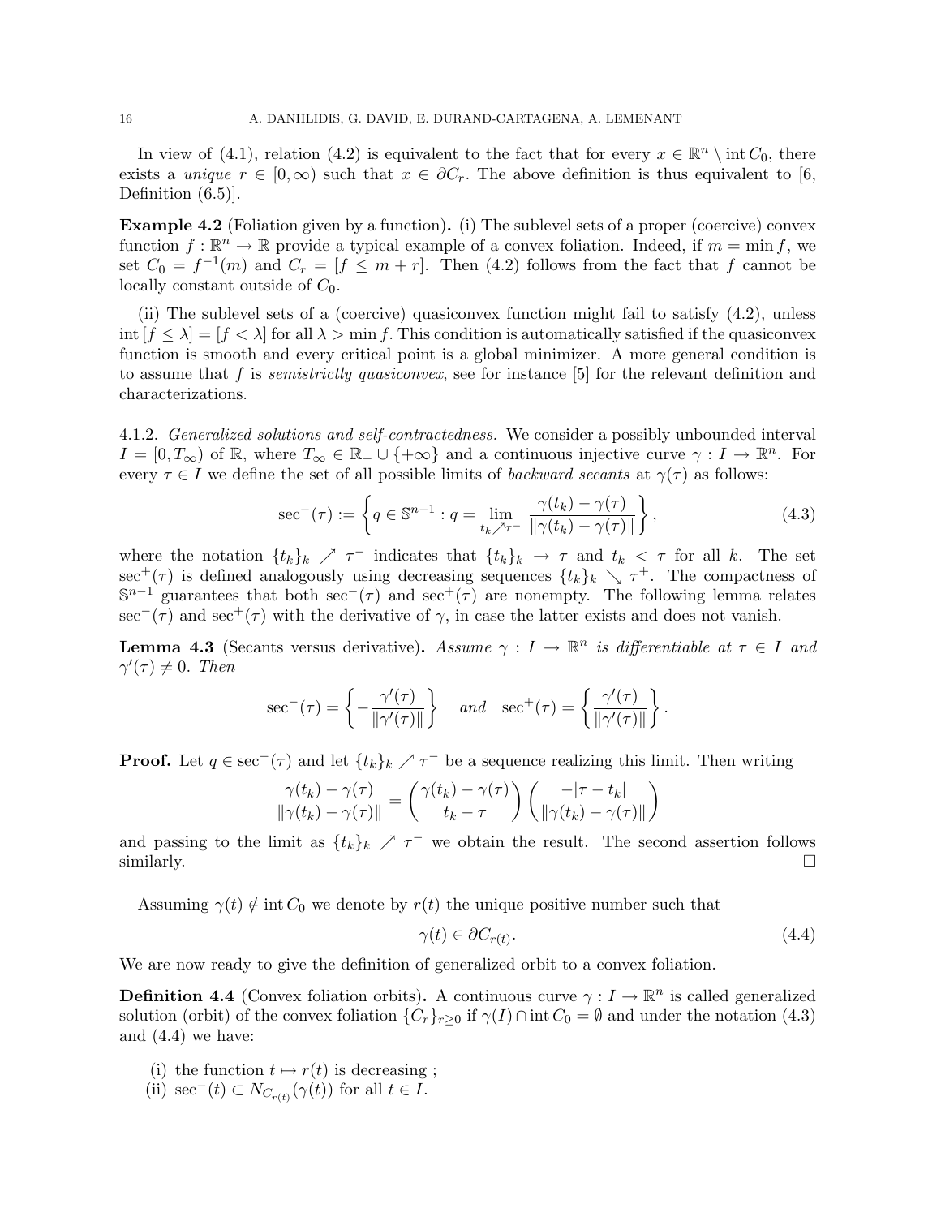In view of (4.1), relation (4.2) is equivalent to the fact that for every $x \in \mathbb{R}^n \setminus \operatorname{int} C_0$, there exists a *unique* $r \in [0, \infty)$ such that $x \in \partial C_r$. The above definition is thus equivalent to [6, Definition (6.5)].

**Example 4.2** (Foliation given by a function)**.** (i) The sublevel sets of a proper (coercive) convex function $f : \mathbb{R}^n \to \mathbb{R}$ provide a typical example of a convex foliation. Indeed, if $m = \min f$, we set $C_0 = f^{-1}(m)$ and $C_r = [f \leq m + r]$. Then (4.2) follows from the fact that $f$ cannot be locally constant outside of $C_0$.

(ii) The sublevel sets of a (coercive) quasiconvex function might fail to satisfy (4.2), unless $\operatorname{int} [f \leq \lambda] = [f < \lambda]$ for all $\lambda > \min f$. This condition is automatically satisfied if the quasiconvex function is smooth and every critical point is a global minimizer. A more general condition is to assume that $f$ is *semistrictly quasiconvex*, see for instance [5] for the relevant definition and characterizations.

4.1.2. *Generalized solutions and self-contractedness.* We consider a possibly unbounded interval $I = [0, T_\infty)$ of $\mathbb{R}$, where $T_\infty \in \mathbb{R}_+ \cup \{+\infty\}$ and a continuous injective curve $\gamma : I \to \mathbb{R}^n$. For every $\tau \in I$ we define the set of all possible limits of *backward secants* at $\gamma(\tau)$ as follows:

$$\sec^-(\tau) := \left\{ q \in \mathbb{S}^{n-1} : q = \lim_{t_k \nearrow \tau^-} \frac{\gamma(t_k) - \gamma(\tau)}{\|\gamma(t_k) - \gamma(\tau)\|} \right\}, \tag{4.3}$$

where the notation $\{t_k\}_k \nearrow \tau^-$ indicates that $\{t_k\}_k \to \tau$ and $t_k < \tau$ for all $k$. The set $\sec^+(\tau)$ is defined analogously using decreasing sequences $\{t_k\}_k \searrow \tau^+$. The compactness of $\mathbb{S}^{n-1}$ guarantees that both $\sec^-(\tau)$ and $\sec^+(\tau)$ are nonempty. The following lemma relates $\sec^-(\tau)$ and $\sec^+(\tau)$ with the derivative of $\gamma$, in case the latter exists and does not vanish.

**Lemma 4.3** (Secants versus derivative)**.** *Assume $\gamma : I \to \mathbb{R}^n$ is differentiable at $\tau \in I$ and $\gamma'(\tau) \neq 0$. Then*

$$\sec^-(\tau) = \left\{ -\frac{\gamma'(\tau)}{\|\gamma'(\tau)\|} \right\} \quad \textit{and} \quad \sec^+(\tau) = \left\{ \frac{\gamma'(\tau)}{\|\gamma'(\tau)\|} \right\}.$$

**Proof.** Let $q \in \sec^-(\tau)$ and let $\{t_k\}_k \nearrow \tau^-$ be a sequence realizing this limit. Then writing

$$\frac{\gamma(t_k) - \gamma(\tau)}{\|\gamma(t_k) - \gamma(\tau)\|} = \left( \frac{\gamma(t_k) - \gamma(\tau)}{t_k - \tau} \right) \left( \frac{-|\tau - t_k|}{\|\gamma(t_k) - \gamma(\tau)\|} \right)$$

and passing to the limit as $\{t_k\}_k \nearrow \tau^-$ we obtain the result. The second assertion follows similarly. $\square$

Assuming $\gamma(t) \notin \operatorname{int} C_0$ we denote by $r(t)$ the unique positive number such that

$$\gamma(t) \in \partial C_{r(t)}. \tag{4.4}$$

We are now ready to give the definition of generalized orbit to a convex foliation.

**Definition 4.4** (Convex foliation orbits)**.** A continuous curve $\gamma : I \to \mathbb{R}^n$ is called generalized solution (orbit) of the convex foliation $\{C_r\}_{r \geq 0}$ if $\gamma(I) \cap \operatorname{int} C_0 = \emptyset$ and under the notation (4.3) and (4.4) we have:

(i) the function $t \mapsto r(t)$ is decreasing ;
(ii) $\sec^-(t) \subset N_{C_{r(t)}}(\gamma(t))$ for all $t \in I$.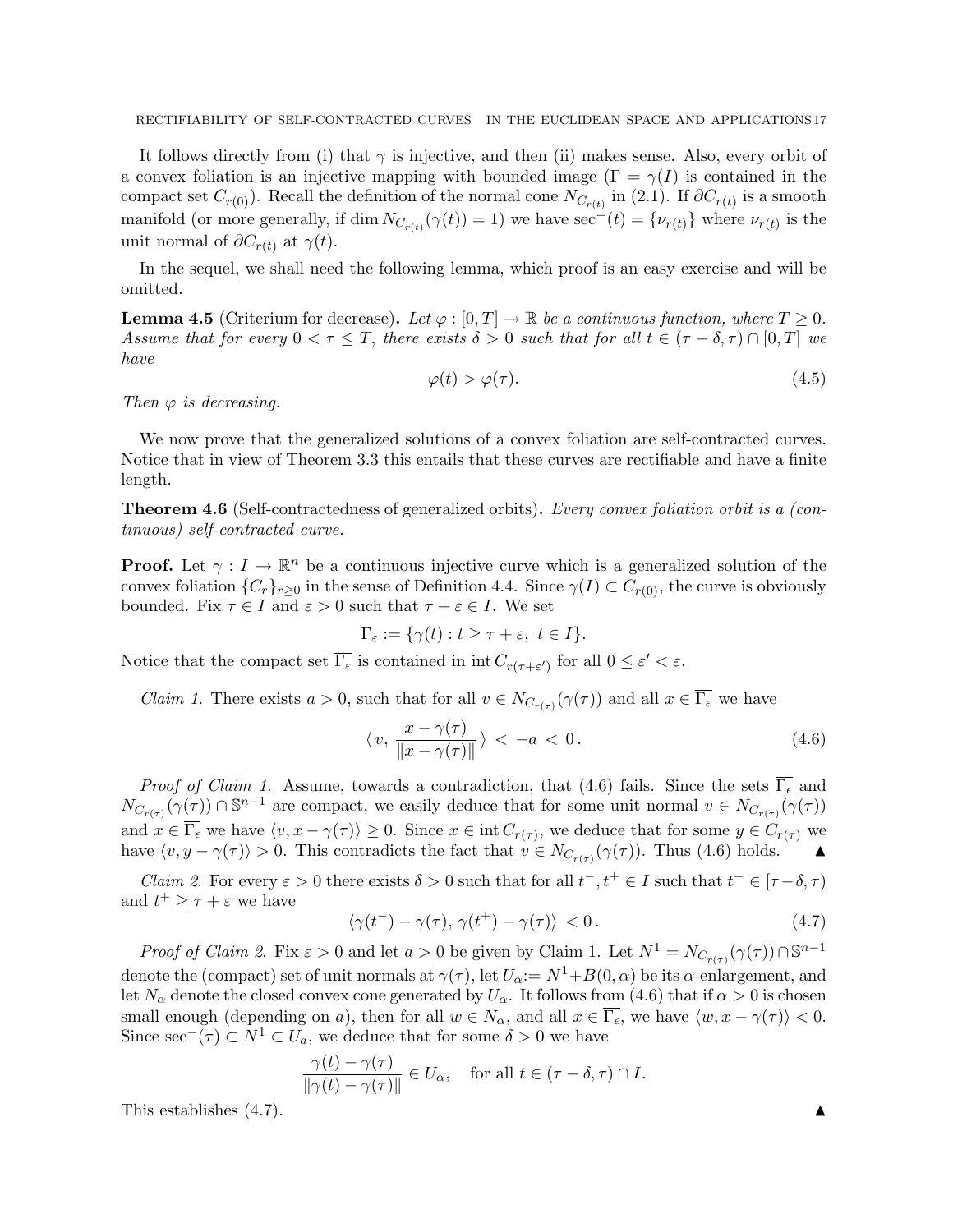It follows directly from (i) that $\gamma$ is injective, and then (ii) makes sense. Also, every orbit of a convex foliation is an injective mapping with bounded image ($\Gamma = \gamma(I)$ is contained in the compact set $C_{r(0)}$). Recall the definition of the normal cone $N_{C_{r(t)}}$ in (2.1). If $\partial C_{r(t)}$ is a smooth manifold (or more generally, if $\dim N_{C_{r(t)}}(\gamma(t)) = 1$) we have $\sec^{-}(t) = \{\nu_{r(t)}\}$ where $\nu_{r(t)}$ is the unit normal of $\partial C_{r(t)}$ at $\gamma(t)$.

In the sequel, we shall need the following lemma, which proof is an easy exercise and will be omitted.

**Lemma 4.5** (Criterium for decrease)**.** *Let $\varphi : [0, T] \to \mathbb{R}$ be a continuous function, where $T \geq 0$. Assume that for every $0 < \tau \leq T$, there exists $\delta > 0$ such that for all $t \in (\tau - \delta, \tau) \cap [0, T]$ we have*

$$\varphi(t) > \varphi(\tau). \tag{4.5}$$

*Then $\varphi$ is decreasing.*

We now prove that the generalized solutions of a convex foliation are self-contracted curves. Notice that in view of Theorem 3.3 this entails that these curves are rectifiable and have a finite length.

**Theorem 4.6** (Self-contractedness of generalized orbits)**.** *Every convex foliation orbit is a (continuous) self-contracted curve.*

**Proof.** Let $\gamma : I \to \mathbb{R}^n$ be a continuous injective curve which is a generalized solution of the convex foliation $\{C_r\}_{r \geq 0}$ in the sense of Definition 4.4. Since $\gamma(I) \subset C_{r(0)}$, the curve is obviously bounded. Fix $\tau \in I$ and $\varepsilon > 0$ such that $\tau + \varepsilon \in I$. We set

$$\Gamma_\varepsilon := \{\gamma(t) : t \geq \tau + \varepsilon,\ t \in I\}.$$

Notice that the compact set $\overline{\Gamma_\varepsilon}$ is contained in $\operatorname{int} C_{r(\tau+\varepsilon')}$ for all $0 \leq \varepsilon' < \varepsilon$.

*Claim 1.* There exists $a > 0$, such that for all $v \in N_{C_{r(\tau)}}(\gamma(\tau))$ and all $x \in \overline{\Gamma_\varepsilon}$ we have

$$\langle\, v,\, \frac{x - \gamma(\tau)}{\|x - \gamma(\tau)\|}\,\rangle \,<\, -a \,<\, 0\,. \tag{4.6}$$

*Proof of Claim 1.* Assume, towards a contradiction, that (4.6) fails. Since the sets $\overline{\Gamma_\epsilon}$ and $N_{C_{r(\tau)}}(\gamma(\tau)) \cap \mathbb{S}^{n-1}$ are compact, we easily deduce that for some unit normal $v \in N_{C_{r(\tau)}}(\gamma(\tau))$ and $x \in \overline{\Gamma_\epsilon}$ we have $\langle v, x - \gamma(\tau)\rangle \geq 0$. Since $x \in \operatorname{int} C_{r(\tau)}$, we deduce that for some $y \in C_{r(\tau)}$ we have $\langle v, y - \gamma(\tau)\rangle > 0$. This contradicts the fact that $v \in N_{C_{r(\tau)}}(\gamma(\tau))$. Thus (4.6) holds. ▲

*Claim 2.* For every $\varepsilon > 0$ there exists $\delta > 0$ such that for all $t^-, t^+ \in I$ such that $t^- \in [\tau - \delta, \tau)$ and $t^+ \geq \tau + \varepsilon$ we have

$$\langle \gamma(t^-) - \gamma(\tau),\, \gamma(t^+) - \gamma(\tau)\rangle \,<\, 0\,. \tag{4.7}$$

*Proof of Claim 2.* Fix $\varepsilon > 0$ and let $a > 0$ be given by Claim 1. Let $N^1 = N_{C_{r(\tau)}}(\gamma(\tau)) \cap \mathbb{S}^{n-1}$ denote the (compact) set of unit normals at $\gamma(\tau)$, let $U_\alpha := N^1 + B(0, \alpha)$ be its $\alpha$-enlargement, and let $N_\alpha$ denote the closed convex cone generated by $U_\alpha$. It follows from (4.6) that if $\alpha > 0$ is chosen small enough (depending on $a$), then for all $w \in N_\alpha$, and all $x \in \overline{\Gamma_\epsilon}$, we have $\langle w, x - \gamma(\tau)\rangle < 0$. Since $\sec^{-}(\tau) \subset N^1 \subset U_a$, we deduce that for some $\delta > 0$ we have

$$\frac{\gamma(t) - \gamma(\tau)}{\|\gamma(t) - \gamma(\tau)\|} \in U_\alpha, \quad \text{for all } t \in (\tau - \delta, \tau) \cap I.$$

This establishes (4.7). ▲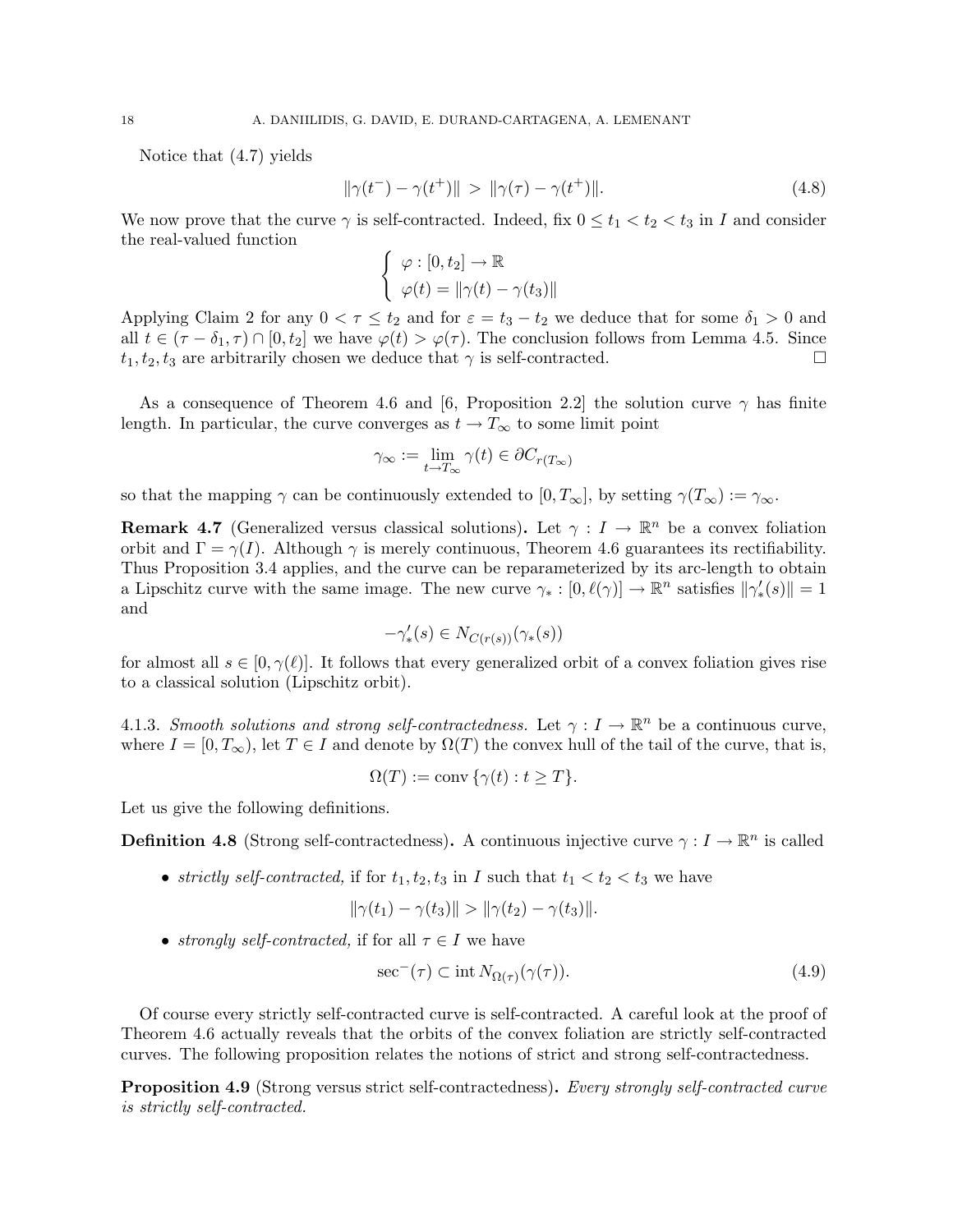Notice that (4.7) yields

$$\|\gamma(t^-) - \gamma(t^+)\| \;>\; \|\gamma(\tau) - \gamma(t^+)\|. \tag{4.8}$$

We now prove that the curve $\gamma$ is self-contracted. Indeed, fix $0 \le t_1 < t_2 < t_3$ in $I$ and consider the real-valued function

$$\begin{cases} \varphi : [0, t_2] \to \mathbb{R} \\ \varphi(t) = \|\gamma(t) - \gamma(t_3)\| \end{cases}$$

Applying Claim 2 for any $0 < \tau \le t_2$ and for $\varepsilon = t_3 - t_2$ we deduce that for some $\delta_1 > 0$ and all $t \in (\tau - \delta_1, \tau) \cap [0, t_2]$ we have $\varphi(t) > \varphi(\tau)$. The conclusion follows from Lemma 4.5. Since $t_1, t_2, t_3$ are arbitrarily chosen we deduce that $\gamma$ is self-contracted. $\square$

As a consequence of Theorem 4.6 and [6, Proposition 2.2] the solution curve $\gamma$ has finite length. In particular, the curve converges as $t \to T_\infty$ to some limit point

$$\gamma_\infty := \lim_{t \to T_\infty} \gamma(t) \in \partial C_{r(T_\infty)}$$

so that the mapping $\gamma$ can be continuously extended to $[0, T_\infty]$, by setting $\gamma(T_\infty) := \gamma_\infty$.

**Remark 4.7** (Generalized versus classical solutions)**.** Let $\gamma : I \to \mathbb{R}^n$ be a convex foliation orbit and $\Gamma = \gamma(I)$. Although $\gamma$ is merely continuous, Theorem 4.6 guarantees its rectifiability. Thus Proposition 3.4 applies, and the curve can be reparameterized by its arc-length to obtain a Lipschitz curve with the same image. The new curve $\gamma_* : [0, \ell(\gamma)] \to \mathbb{R}^n$ satisfies $\|\gamma_*'(s)\| = 1$ and

$$-\gamma_*'(s) \in N_{C(r(s))}(\gamma_*(s))$$

for almost all $s \in [0, \gamma(\ell)]$. It follows that every generalized orbit of a convex foliation gives rise to a classical solution (Lipschitz orbit).

4.1.3. *Smooth solutions and strong self-contractedness.* Let $\gamma : I \to \mathbb{R}^n$ be a continuous curve, where $I = [0, T_\infty)$, let $T \in I$ and denote by $\Omega(T)$ the convex hull of the tail of the curve, that is,

$$\Omega(T) := \operatorname{conv}\{\gamma(t) : t \ge T\}.$$

Let us give the following definitions.

**Definition 4.8** (Strong self-contractedness)**.** A continuous injective curve $\gamma : I \to \mathbb{R}^n$ is called

- *strictly self-contracted,* if for $t_1, t_2, t_3$ in $I$ such that $t_1 < t_2 < t_3$ we have

$$\|\gamma(t_1) - \gamma(t_3)\| > \|\gamma(t_2) - \gamma(t_3)\|.$$

- *strongly self-contracted,* if for all $\tau \in I$ we have

$$\sec^-(\tau) \subset \operatorname{int} N_{\Omega(\tau)}(\gamma(\tau)). \tag{4.9}$$

Of course every strictly self-contracted curve is self-contracted. A careful look at the proof of Theorem 4.6 actually reveals that the orbits of the convex foliation are strictly self-contracted curves. The following proposition relates the notions of strict and strong self-contractedness.

**Proposition 4.9** (Strong versus strict self-contractedness)**.** *Every strongly self-contracted curve is strictly self-contracted.*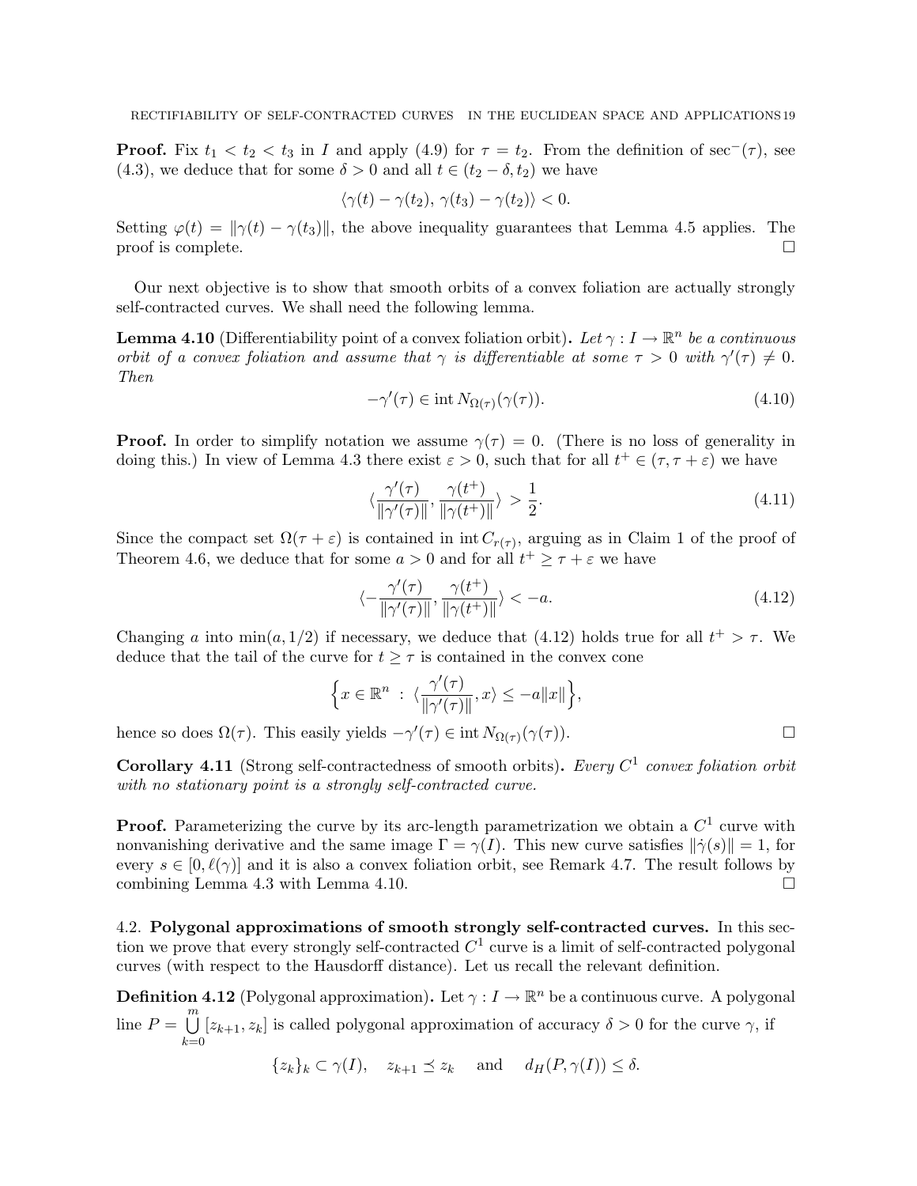**Proof.** Fix $t_1 < t_2 < t_3$ in $I$ and apply (4.9) for $\tau = t_2$. From the definition of $\sec^-(\tau)$, see (4.3), we deduce that for some $\delta > 0$ and all $t \in (t_2 - \delta, t_2)$ we have

$$\langle \gamma(t) - \gamma(t_2),\, \gamma(t_3) - \gamma(t_2) \rangle < 0.$$

Setting $\varphi(t) = \|\gamma(t) - \gamma(t_3)\|$, the above inequality guarantees that Lemma 4.5 applies. The proof is complete. $\square$

Our next objective is to show that smooth orbits of a convex foliation are actually strongly self-contracted curves. We shall need the following lemma.

**Lemma 4.10** (Differentiability point of a convex foliation orbit)**.** *Let $\gamma : I \to \mathbb{R}^n$ be a continuous orbit of a convex foliation and assume that $\gamma$ is differentiable at some $\tau > 0$ with $\gamma'(\tau) \neq 0$. Then*

$$-\gamma'(\tau) \in \operatorname{int} N_{\Omega(\tau)}(\gamma(\tau)). \tag{4.10}$$

**Proof.** In order to simplify notation we assume $\gamma(\tau) = 0$. (There is no loss of generality in doing this.) In view of Lemma 4.3 there exist $\varepsilon > 0$, such that for all $t^+ \in (\tau, \tau + \varepsilon)$ we have

$$\langle \frac{\gamma'(\tau)}{\|\gamma'(\tau)\|}, \frac{\gamma(t^+)}{\|\gamma(t^+)\|} \rangle > \frac{1}{2}. \tag{4.11}$$

Since the compact set $\Omega(\tau + \varepsilon)$ is contained in $\operatorname{int} C_{r(\tau)}$, arguing as in Claim 1 of the proof of Theorem 4.6, we deduce that for some $a > 0$ and for all $t^+ \geq \tau + \varepsilon$ we have

$$\langle -\frac{\gamma'(\tau)}{\|\gamma'(\tau)\|}, \frac{\gamma(t^+)}{\|\gamma(t^+)\|} \rangle < -a. \tag{4.12}$$

Changing $a$ into $\min(a, 1/2)$ if necessary, we deduce that (4.12) holds true for all $t^+ > \tau$. We deduce that the tail of the curve for $t \geq \tau$ is contained in the convex cone

$$\Big\{ x \in \mathbb{R}^n \;:\; \langle \frac{\gamma'(\tau)}{\|\gamma'(\tau)\|}, x \rangle \leq -a\|x\| \Big\},$$

hence so does $\Omega(\tau)$. This easily yields $-\gamma'(\tau) \in \operatorname{int} N_{\Omega(\tau)}(\gamma(\tau))$. $\square$

**Corollary 4.11** (Strong self-contractedness of smooth orbits)**.** *Every $C^1$ convex foliation orbit with no stationary point is a strongly self-contracted curve.*

**Proof.** Parameterizing the curve by its arc-length parametrization we obtain a $C^1$ curve with nonvanishing derivative and the same image $\Gamma = \gamma(I)$. This new curve satisfies $\|\dot{\gamma}(s)\| = 1$, for every $s \in [0, \ell(\gamma)]$ and it is also a convex foliation orbit, see Remark 4.7. The result follows by combining Lemma 4.3 with Lemma 4.10. $\square$

4.2. **Polygonal approximations of smooth strongly self-contracted curves.** In this section we prove that every strongly self-contracted $C^1$ curve is a limit of self-contracted polygonal curves (with respect to the Hausdorff distance). Let us recall the relevant definition.

**Definition 4.12** (Polygonal approximation)**.** Let $\gamma : I \to \mathbb{R}^n$ be a continuous curve. A polygonal line $P = \bigcup_{k=0}^{m} [z_{k+1}, z_k]$ is called polygonal approximation of accuracy $\delta > 0$ for the curve $\gamma$, if

$$\{z_k\}_k \subset \gamma(I), \quad z_{k+1} \preceq z_k \quad \text{and} \quad d_H(P, \gamma(I)) \leq \delta.$$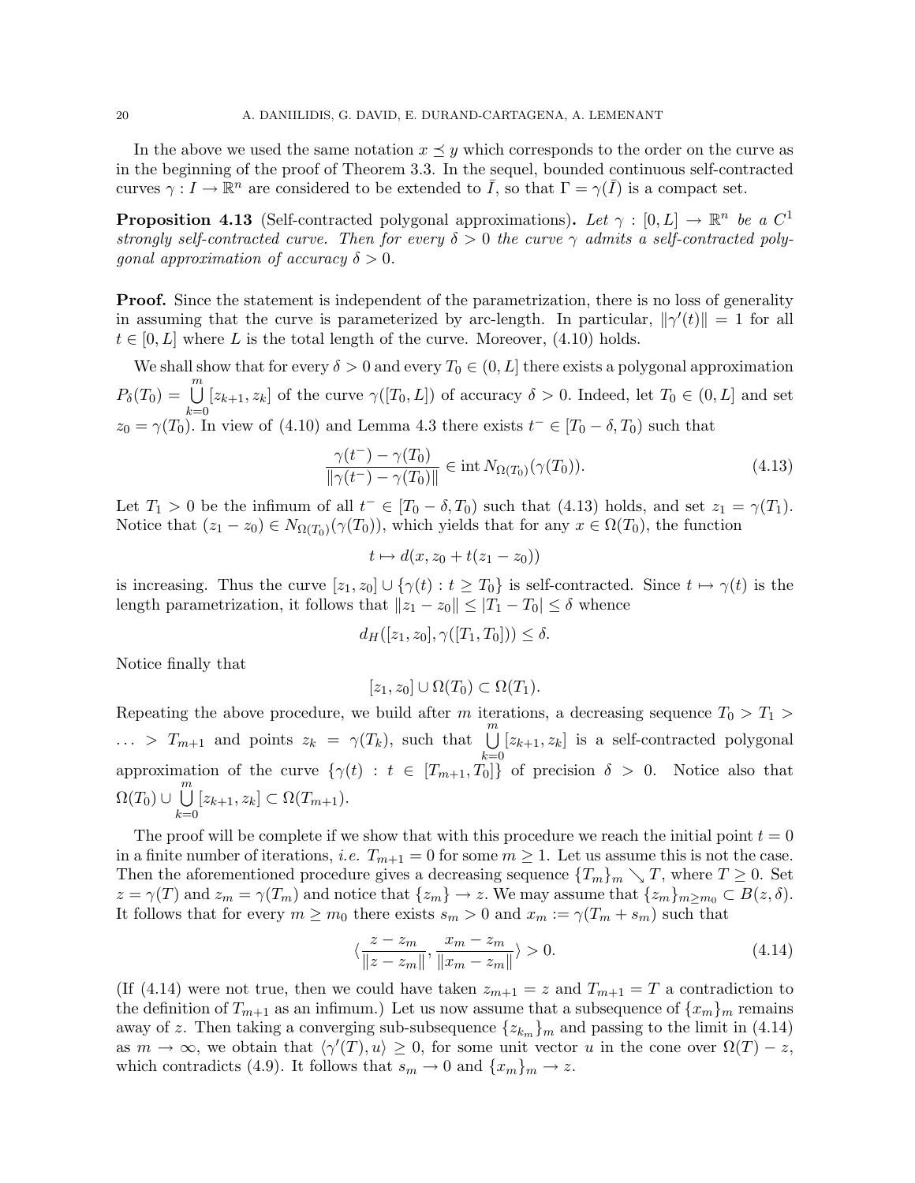In the above we used the same notation $x \preceq y$ which corresponds to the order on the curve as in the beginning of the proof of Theorem 3.3. In the sequel, bounded continuous self-contracted curves $\gamma : I \to \mathbb{R}^n$ are considered to be extended to $\bar{I}$, so that $\Gamma = \gamma(\bar{I})$ is a compact set.

**Proposition 4.13** (Self-contracted polygonal approximations)**.** *Let $\gamma : [0, L] \to \mathbb{R}^n$ be a $C^1$ strongly self-contracted curve. Then for every $\delta > 0$ the curve $\gamma$ admits a self-contracted polygonal approximation of accuracy $\delta > 0$.*

**Proof.** Since the statement is independent of the parametrization, there is no loss of generality in assuming that the curve is parameterized by arc-length. In particular, $\|\gamma'(t)\| = 1$ for all $t \in [0, L]$ where $L$ is the total length of the curve. Moreover, (4.10) holds.

We shall show that for every $\delta > 0$ and every $T_0 \in (0, L]$ there exists a polygonal approximation $P_\delta(T_0) = \bigcup_{k=0}^{m} [z_{k+1}, z_k]$ of the curve $\gamma([T_0, L])$ of accuracy $\delta > 0$. Indeed, let $T_0 \in (0, L]$ and set $z_0 = \gamma(T_0)$. In view of (4.10) and Lemma 4.3 there exists $t^- \in [T_0 - \delta, T_0)$ such that

$$\frac{\gamma(t^-) - \gamma(T_0)}{\|\gamma(t^-) - \gamma(T_0)\|} \in \operatorname{int} N_{\Omega(T_0)}(\gamma(T_0)). \tag{4.13}$$

Let $T_1 > 0$ be the infimum of all $t^- \in [T_0 - \delta, T_0)$ such that (4.13) holds, and set $z_1 = \gamma(T_1)$. Notice that $(z_1 - z_0) \in N_{\Omega(T_0)}(\gamma(T_0))$, which yields that for any $x \in \Omega(T_0)$, the function

$$t \mapsto d(x, z_0 + t(z_1 - z_0))$$

is increasing. Thus the curve $[z_1, z_0] \cup \{\gamma(t) : t \geq T_0\}$ is self-contracted. Since $t \mapsto \gamma(t)$ is the length parametrization, it follows that $\|z_1 - z_0\| \leq |T_1 - T_0| \leq \delta$ whence

$$d_H([z_1, z_0], \gamma([T_1, T_0])) \leq \delta.$$

Notice finally that

$$[z_1, z_0] \cup \Omega(T_0) \subset \Omega(T_1).$$

Repeating the above procedure, we build after $m$ iterations, a decreasing sequence $T_0 > T_1 > \ldots > T_{m+1}$ and points $z_k = \gamma(T_k)$, such that $\bigcup_{k=0}^{m} [z_{k+1}, z_k]$ is a self-contracted polygonal approximation of the curve $\{\gamma(t) : t \in [T_{m+1}, T_0]\}$ of precision $\delta > 0$. Notice also that $\Omega(T_0) \cup \bigcup_{k=0}^{m} [z_{k+1}, z_k] \subset \Omega(T_{m+1})$.

The proof will be complete if we show that with this procedure we reach the initial point $t = 0$ in a finite number of iterations, *i.e.* $T_{m+1} = 0$ for some $m \geq 1$. Let us assume this is not the case. Then the aforementioned procedure gives a decreasing sequence $\{T_m\}_m \searrow T$, where $T \geq 0$. Set $z = \gamma(T)$ and $z_m = \gamma(T_m)$ and notice that $\{z_m\} \to z$. We may assume that $\{z_m\}_{m \geq m_0} \subset B(z, \delta)$. It follows that for every $m \geq m_0$ there exists $s_m > 0$ and $x_m := \gamma(T_m + s_m)$ such that

$$\langle \frac{z - z_m}{\|z - z_m\|}, \frac{x_m - z_m}{\|x_m - z_m\|} \rangle > 0. \tag{4.14}$$

(If (4.14) were not true, then we could have taken $z_{m+1} = z$ and $T_{m+1} = T$ a contradiction to the definition of $T_{m+1}$ as an infimum.) Let us now assume that a subsequence of $\{x_m\}_m$ remains away of $z$. Then taking a converging sub-subsequence $\{z_{k_m}\}_m$ and passing to the limit in (4.14) as $m \to \infty$, we obtain that $\langle \gamma'(T), u \rangle \geq 0$, for some unit vector $u$ in the cone over $\Omega(T) - z$, which contradicts (4.9). It follows that $s_m \to 0$ and $\{x_m\}_m \to z$.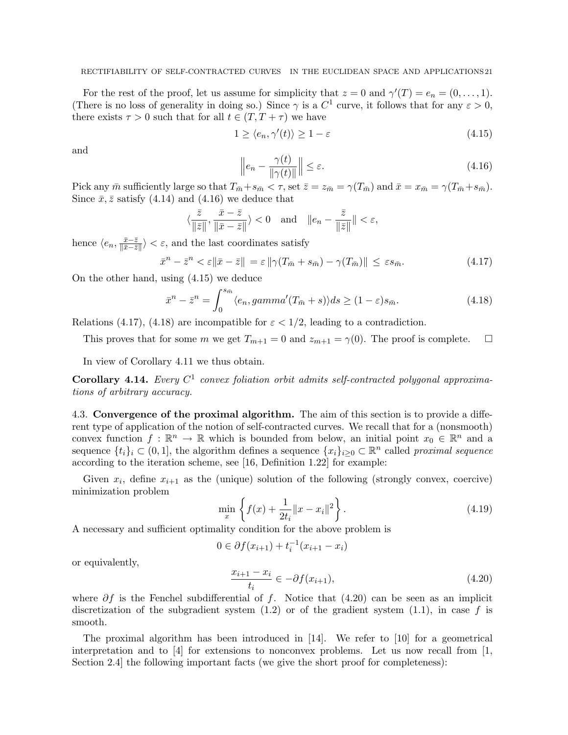For the rest of the proof, let us assume for simplicity that $z = 0$ and $\gamma'(T) = e_n = (0, \ldots, 1)$. (There is no loss of generality in doing so.) Since $\gamma$ is a $C^1$ curve, it follows that for any $\varepsilon > 0$, there exists $\tau > 0$ such that for all $t \in (T, T + \tau)$ we have

$$1 \geq \langle e_n, \gamma'(t) \rangle \geq 1 - \varepsilon \tag{4.15}$$

and

$$\left\| e_n - \frac{\gamma(t)}{\|\gamma(t)\|} \right\| \leq \varepsilon. \tag{4.16}$$

Pick any $\bar{m}$ sufficiently large so that $T_{\bar{m}} + s_{\bar{m}} < \tau$, set $\bar{z} = z_{\bar{m}} = \gamma(T_{\bar{m}})$ and $\bar{x} = x_{\bar{m}} = \gamma(T_{\bar{m}} + s_{\bar{m}})$. Since $\bar{x}, \bar{z}$ satisfy (4.14) and (4.16) we deduce that

$$\langle \frac{\bar{z}}{\|\bar{z}\|}, \frac{\bar{x} - \bar{z}}{\|\bar{x} - \bar{z}\|} \rangle < 0 \quad \text{and} \quad \|e_n - \frac{\bar{z}}{\|\bar{z}\|}\| < \varepsilon,$$

hence $\langle e_n, \frac{\bar{x} - \bar{z}}{\|\bar{x} - \bar{z}\|} \rangle < \varepsilon$, and the last coordinates satisfy

$$\bar{x}^n - \bar{z}^n < \varepsilon \|\bar{x} - \bar{z}\| = \varepsilon \left\| \gamma(T_{\bar{m}} + s_{\bar{m}}) - \gamma(T_{\bar{m}}) \right\| \leq \varepsilon s_{\bar{m}}. \tag{4.17}$$

On the other hand, using (4.15) we deduce

$$\bar{x}^n - \bar{z}^n = \int_0^{s_{\bar{m}}} \langle e_n, gamma'(T_{\bar{m}} + s) \rangle ds \geq (1 - \varepsilon) s_{\bar{m}}. \tag{4.18}$$

Relations (4.17), (4.18) are incompatible for $\varepsilon < 1/2$, leading to a contradiction.

This proves that for some $m$ we get $T_{m+1} = 0$ and $z_{m+1} = \gamma(0)$. The proof is complete. $\square$

In view of Corollary 4.11 we thus obtain.

**Corollary 4.14.** *Every $C^1$ convex foliation orbit admits self-contracted polygonal approximations of arbitrary accuracy.*

### 4.3. Convergence of the proximal algorithm.

The aim of this section is to provide a different type of application of the notion of self-contracted curves. We recall that for a (nonsmooth) convex function $f : \mathbb{R}^n \to \mathbb{R}$ which is bounded from below, an initial point $x_0 \in \mathbb{R}^n$ and a sequence $\{t_i\}_i \subset (0, 1]$, the algorithm defines a sequence $\{x_i\}_{i \geq 0} \subset \mathbb{R}^n$ called *proximal sequence* according to the iteration scheme, see [16, Definition 1.22] for example:

Given $x_i$, define $x_{i+1}$ as the (unique) solution of the following (strongly convex, coercive) minimization problem

$$\min_x \left\{ f(x) + \frac{1}{2t_i} \|x - x_i\|^2 \right\}. \tag{4.19}$$

A necessary and sufficient optimality condition for the above problem is

$$0 \in \partial f(x_{i+1}) + t_i^{-1}(x_{i+1} - x_i)$$

or equivalently,

$$\frac{x_{i+1} - x_i}{t_i} \in -\partial f(x_{i+1}), \tag{4.20}$$

where $\partial f$ is the Fenchel subdifferential of $f$. Notice that (4.20) can be seen as an implicit discretization of the subgradient system (1.2) or of the gradient system (1.1), in case $f$ is smooth.

The proximal algorithm has been introduced in [14]. We refer to [10] for a geometrical interpretation and to [4] for extensions to nonconvex problems. Let us now recall from [1, Section 2.4] the following important facts (we give the short proof for completeness):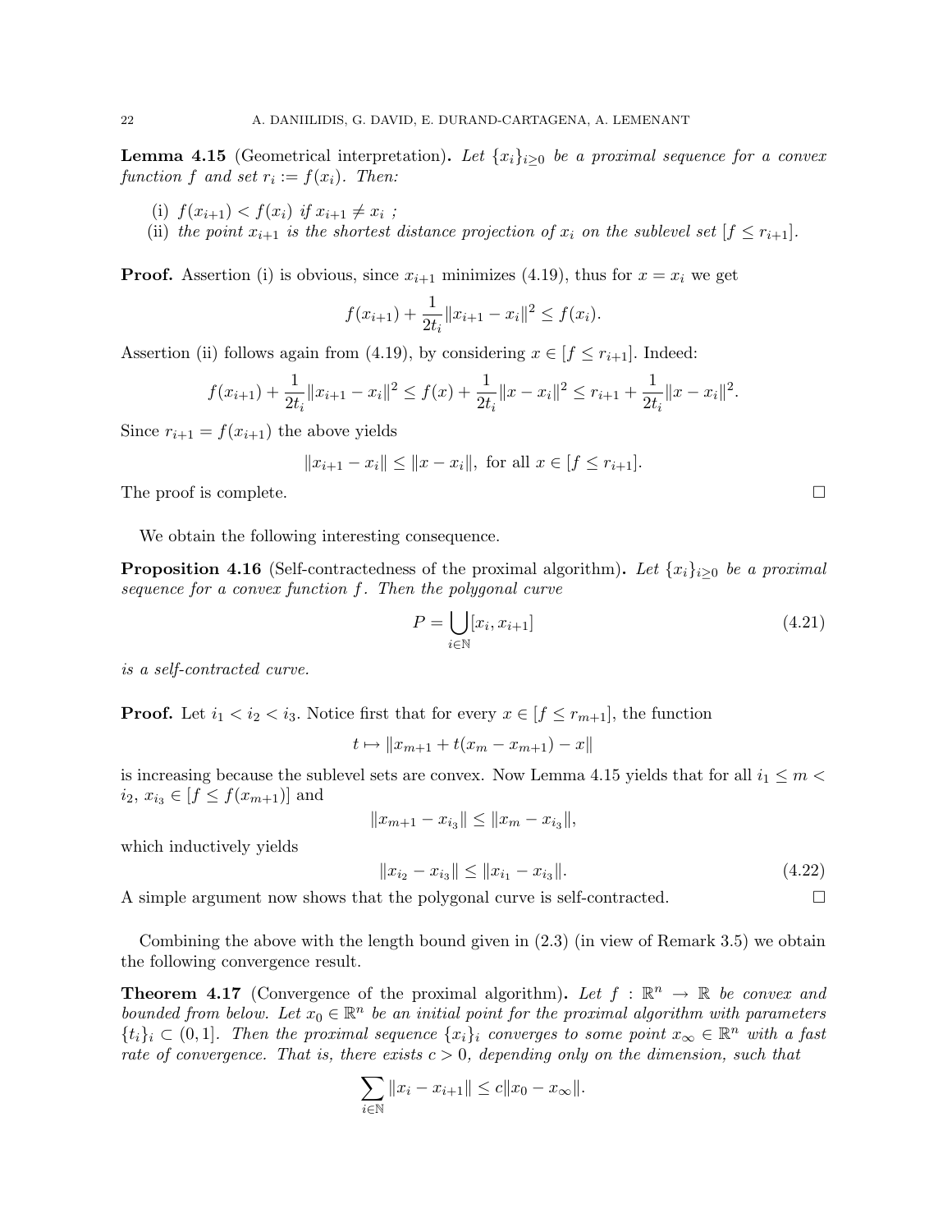**Lemma 4.15** (Geometrical interpretation)**.** *Let $\{x_i\}_{i\geq 0}$ be a proximal sequence for a convex function $f$ and set $r_i := f(x_i)$. Then:*

(i) *$f(x_{i+1}) < f(x_i)$ if $x_{i+1} \neq x_i$ ;*
(ii) *the point $x_{i+1}$ is the shortest distance projection of $x_i$ on the sublevel set $[f \leq r_{i+1}]$.*

**Proof.** Assertion (i) is obvious, since $x_{i+1}$ minimizes (4.19), thus for $x = x_i$ we get

$$f(x_{i+1}) + \frac{1}{2t_i}\|x_{i+1} - x_i\|^2 \leq f(x_i).$$

Assertion (ii) follows again from (4.19), by considering $x \in [f \leq r_{i+1}]$. Indeed:

$$f(x_{i+1}) + \frac{1}{2t_i}\|x_{i+1} - x_i\|^2 \leq f(x) + \frac{1}{2t_i}\|x - x_i\|^2 \leq r_{i+1} + \frac{1}{2t_i}\|x - x_i\|^2.$$

Since $r_{i+1} = f(x_{i+1})$ the above yields

$$\|x_{i+1} - x_i\| \leq \|x - x_i\|, \text{ for all } x \in [f \leq r_{i+1}].$$

The proof is complete. $\square$

We obtain the following interesting consequence.

**Proposition 4.16** (Self-contractedness of the proximal algorithm)**.** *Let $\{x_i\}_{i\geq 0}$ be a proximal sequence for a convex function $f$. Then the polygonal curve*

$$P = \bigcup_{i\in\mathbb{N}} [x_i, x_{i+1}] \tag{4.21}$$

*is a self-contracted curve.*

**Proof.** Let $i_1 < i_2 < i_3$. Notice first that for every $x \in [f \leq r_{m+1}]$, the function

$$t \mapsto \|x_{m+1} + t(x_m - x_{m+1}) - x\|$$

is increasing because the sublevel sets are convex. Now Lemma 4.15 yields that for all $i_1 \leq m < i_2$, $x_{i_3} \in [f \leq f(x_{m+1})]$ and

$$\|x_{m+1} - x_{i_3}\| \leq \|x_m - x_{i_3}\|,$$

which inductively yields

$$\|x_{i_2} - x_{i_3}\| \leq \|x_{i_1} - x_{i_3}\|. \tag{4.22}$$

A simple argument now shows that the polygonal curve is self-contracted. $\square$

Combining the above with the length bound given in (2.3) (in view of Remark 3.5) we obtain the following convergence result.

**Theorem 4.17** (Convergence of the proximal algorithm)**.** *Let $f : \mathbb{R}^n \to \mathbb{R}$ be convex and bounded from below. Let $x_0 \in \mathbb{R}^n$ be an initial point for the proximal algorithm with parameters $\{t_i\}_i \subset (0, 1]$. Then the proximal sequence $\{x_i\}_i$ converges to some point $x_\infty \in \mathbb{R}^n$ with a fast rate of convergence. That is, there exists $c > 0$, depending only on the dimension, such that*

$$\sum_{i\in\mathbb{N}} \|x_i - x_{i+1}\| \leq c\|x_0 - x_\infty\|.$$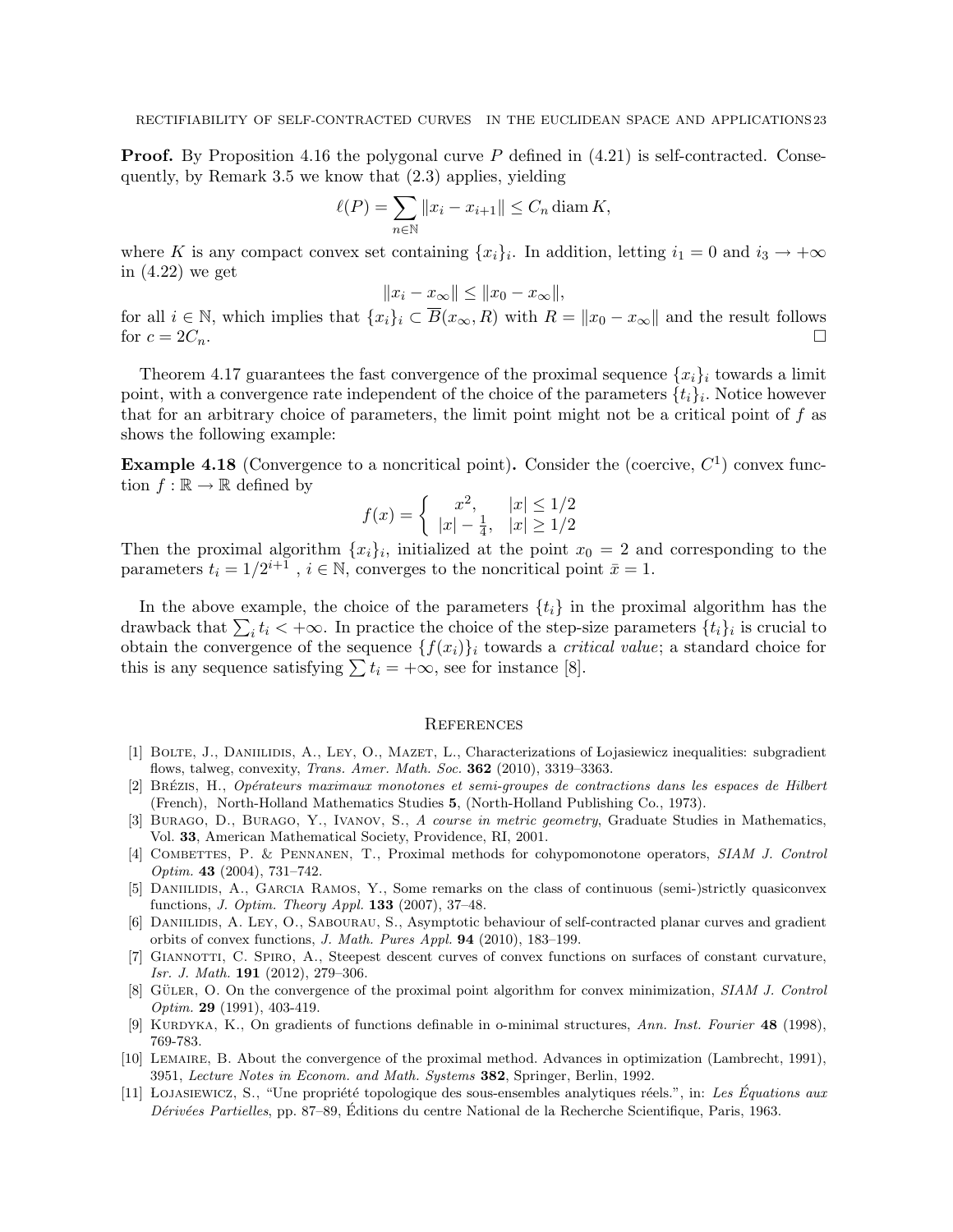**Proof.** By Proposition 4.16 the polygonal curve $P$ defined in (4.21) is self-contracted. Consequently, by Remark 3.5 we know that (2.3) applies, yielding

$$\ell(P) = \sum_{n\in\mathbb{N}} \|x_i - x_{i+1}\| \leq C_n \operatorname{diam} K,$$

where $K$ is any compact convex set containing $\{x_i\}_i$. In addition, letting $i_1 = 0$ and $i_3 \to +\infty$ in (4.22) we get

$$\|x_i - x_\infty\| \leq \|x_0 - x_\infty\|,$$

for all $i \in \mathbb{N}$, which implies that $\{x_i\}_i \subset \overline{B}(x_\infty, R)$ with $R = \|x_0 - x_\infty\|$ and the result follows for $c = 2C_n$. $\square$

Theorem 4.17 guarantees the fast convergence of the proximal sequence $\{x_i\}_i$ towards a limit point, with a convergence rate independent of the choice of the parameters $\{t_i\}_i$. Notice however that for an arbitrary choice of parameters, the limit point might not be a critical point of $f$ as shows the following example:

**Example 4.18** (Convergence to a noncritical point)**.** Consider the (coercive, $C^1$) convex function $f : \mathbb{R} \to \mathbb{R}$ defined by

$$f(x) = \begin{cases} x^2, & |x| \leq 1/2 \\ |x| - \frac{1}{4}, & |x| \geq 1/2 \end{cases}$$

Then the proximal algorithm $\{x_i\}_i$, initialized at the point $x_0 = 2$ and corresponding to the parameters $t_i = 1/2^{i+1}$ , $i \in \mathbb{N}$, converges to the noncritical point $\bar{x} = 1$.

In the above example, the choice of the parameters $\{t_i\}$ in the proximal algorithm has the drawback that $\sum_i t_i < +\infty$. In practice the choice of the step-size parameters $\{t_i\}_i$ is crucial to obtain the convergence of the sequence $\{f(x_i)\}_i$ towards a *critical value*; a standard choice for this is any sequence satisfying $\sum t_i = +\infty$, see for instance [8].

## References

[1] Bolte, J., Daniilidis, A., Ley, O., Mazet, L., Characterizations of Łojasiewicz inequalities: subgradient flows, talweg, convexity, *Trans. Amer. Math. Soc.* **362** (2010), 3319–3363.

[2] Brézis, H., *Opérateurs maximaux monotones et semi-groupes de contractions dans les espaces de Hilbert* (French), North-Holland Mathematics Studies **5**, (North-Holland Publishing Co., 1973).

[3] Burago, D., Burago, Y., Ivanov, S., *A course in metric geometry*, Graduate Studies in Mathematics, Vol. **33**, American Mathematical Society, Providence, RI, 2001.

[4] Combettes, P. & Pennanen, T., Proximal methods for cohypomonotone operators, *SIAM J. Control Optim.* **43** (2004), 731–742.

[5] Daniilidis, A., Garcia Ramos, Y., Some remarks on the class of continuous (semi-)strictly quasiconvex functions, *J. Optim. Theory Appl.* **133** (2007), 37–48.

[6] Daniilidis, A. Ley, O., Sabourau, S., Asymptotic behaviour of self-contracted planar curves and gradient orbits of convex functions, *J. Math. Pures Appl.* **94** (2010), 183–199.

[7] Giannotti, C. Spiro, A., Steepest descent curves of convex functions on surfaces of constant curvature, *Isr. J. Math.* **191** (2012), 279–306.

[8] Güler, O. On the convergence of the proximal point algorithm for convex minimization, *SIAM J. Control Optim.* **29** (1991), 403-419.

[9] Kurdyka, K., On gradients of functions definable in o-minimal structures, *Ann. Inst. Fourier* **48** (1998), 769-783.

[10] Lemaire, B. About the convergence of the proximal method. Advances in optimization (Lambrecht, 1991), 3951, *Lecture Notes in Econom. and Math. Systems* **382**, Springer, Berlin, 1992.

[11] Łojasiewicz, S., "Une propriété topologique des sous-ensembles analytiques réels.", in: *Les Équations aux Dérivées Partielles*, pp. 87–89, Éditions du centre National de la Recherche Scientifique, Paris, 1963.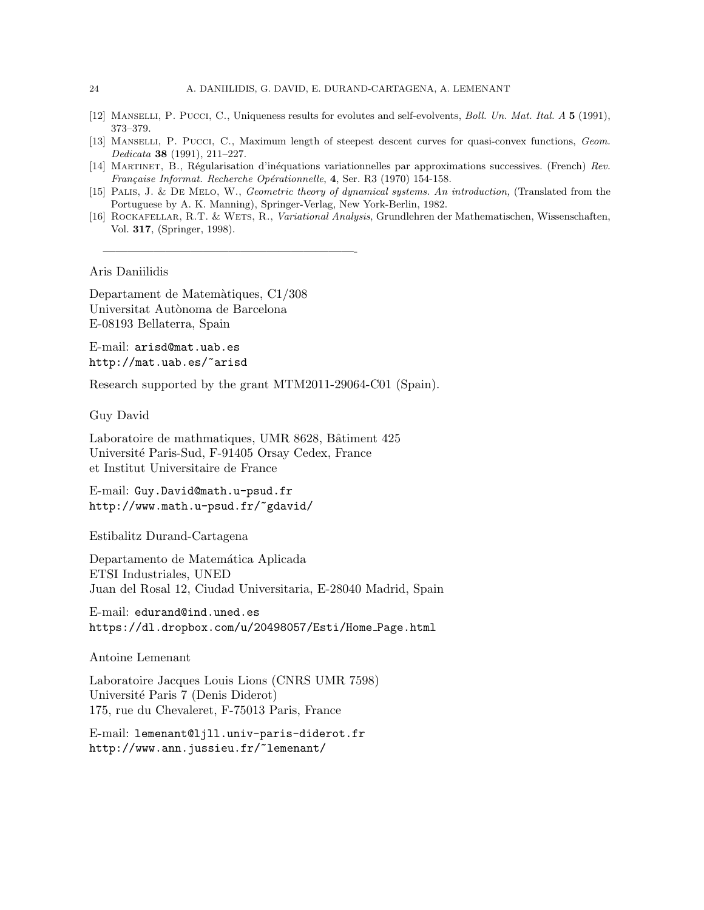[12] Manselli, P. Pucci, C., Uniqueness results for evolutes and self-evolvents, *Boll. Un. Mat. Ital. A* **5** (1991), 373–379.

[13] Manselli, P. Pucci, C., Maximum length of steepest descent curves for quasi-convex functions, *Geom. Dedicata* **38** (1991), 211–227.

[14] Martinet, B., Régularisation d'inéquations variationnelles par approximations successives. (French) *Rev. Française Informat. Recherche Opérationnelle*, **4**, Ser. R3 (1970) 154-158.

[15] Palis, J. & De Melo, W., *Geometric theory of dynamical systems. An introduction,* (Translated from the Portuguese by A. K. Manning), Springer-Verlag, New York-Berlin, 1982.

[16] Rockafellar, R.T. & Wets, R., *Variational Analysis*, Grundlehren der Mathematischen, Wissenschaften, Vol. **317**, (Springer, 1998).

———————————————————————-

Aris Daniilidis

Departament de Matemàtiques, C1/308
Universitat Autònoma de Barcelona
E-08193 Bellaterra, Spain

E-mail: arisd@mat.uab.es
http://mat.uab.es/~arisd

Research supported by the grant MTM2011-29064-C01 (Spain).

Guy David

Laboratoire de mathmatiques, UMR 8628, Bâtiment 425
Université Paris-Sud, F-91405 Orsay Cedex, France
et Institut Universitaire de France

E-mail: Guy.David@math.u-psud.fr
http://www.math.u-psud.fr/~gdavid/

Estibalitz Durand-Cartagena

Departamento de Matemática Aplicada
ETSI Industriales, UNED
Juan del Rosal 12, Ciudad Universitaria, E-28040 Madrid, Spain

E-mail: edurand@ind.uned.es
https://dl.dropbox.com/u/20498057/Esti/Home_Page.html

Antoine Lemenant

Laboratoire Jacques Louis Lions (CNRS UMR 7598)
Université Paris 7 (Denis Diderot)
175, rue du Chevaleret, F-75013 Paris, France

E-mail: lemenant@ljll.univ-paris-diderot.fr
http://www.ann.jussieu.fr/~lemenant/